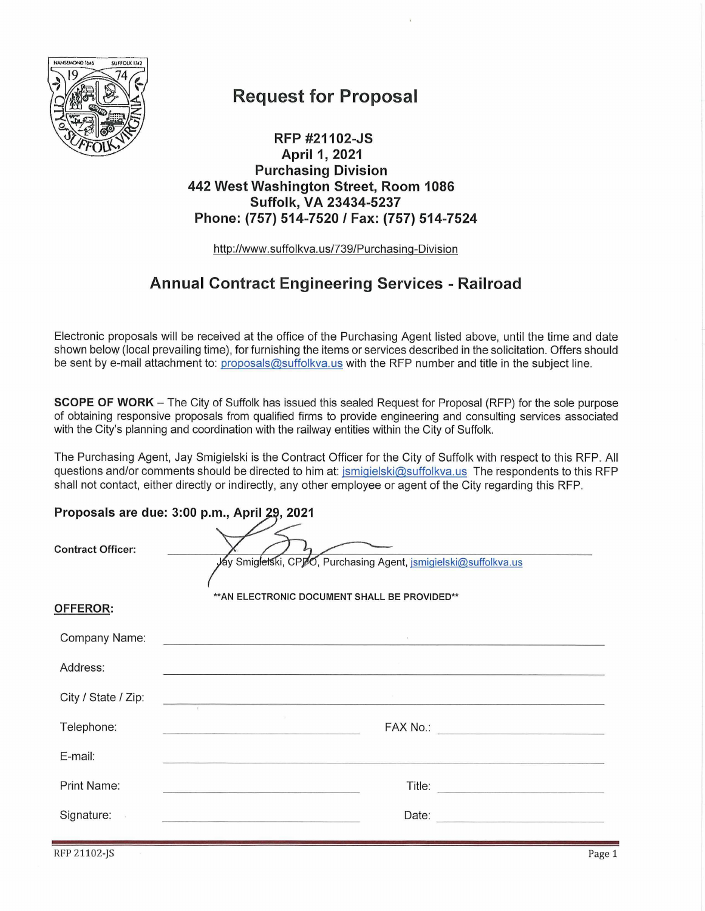# Request for Proposal

**RFP #21102-JS**
**April 1, 2021**
**Purchasing Division**
**442 West Washington Street, Room 1086**
**Suffolk, VA 23434-5237**
**Phone: (757) 514-7520 / Fax: (757) 514-7524**

http://www.suffolkva.us/739/Purchasing-Division

## Annual Contract Engineering Services - Railroad

Electronic proposals will be received at the office of the Purchasing Agent listed above, until the time and date shown below (local prevailing time), for furnishing the items or services described in the solicitation. Offers should be sent by e-mail attachment to: proposals@suffolkva.us with the RFP number and title in the subject line.

**SCOPE OF WORK** – The City of Suffolk has issued this sealed Request for Proposal (RFP) for the sole purpose of obtaining responsive proposals from qualified firms to provide engineering and consulting services associated with the City's planning and coordination with the railway entities within the City of Suffolk.

The Purchasing Agent, Jay Smigielski is the Contract Officer for the City of Suffolk with respect to this RFP. All questions and/or comments should be directed to him at: jsmigielski@suffolkva.us The respondents to this RFP shall not contact, either directly or indirectly, any other employee or agent of the City regarding this RFP.

**Proposals are due: 3:00 p.m., April 29, 2021**

**Contract Officer:** ______________________________
Jay Smigielski, CPPO, Purchasing Agent, jsmigielski@suffolkva.us

****AN ELECTRONIC DOCUMENT SHALL BE PROVIDED****

**OFFEROR:**

Company Name: ______________________________

Address: ______________________________

City / State / Zip: ______________________________

Telephone: ______________________________ FAX No.: ______________________________

E-mail: ______________________________

Print Name: ______________________________ Title: ______________________________

Signature: ______________________________ Date: ______________________________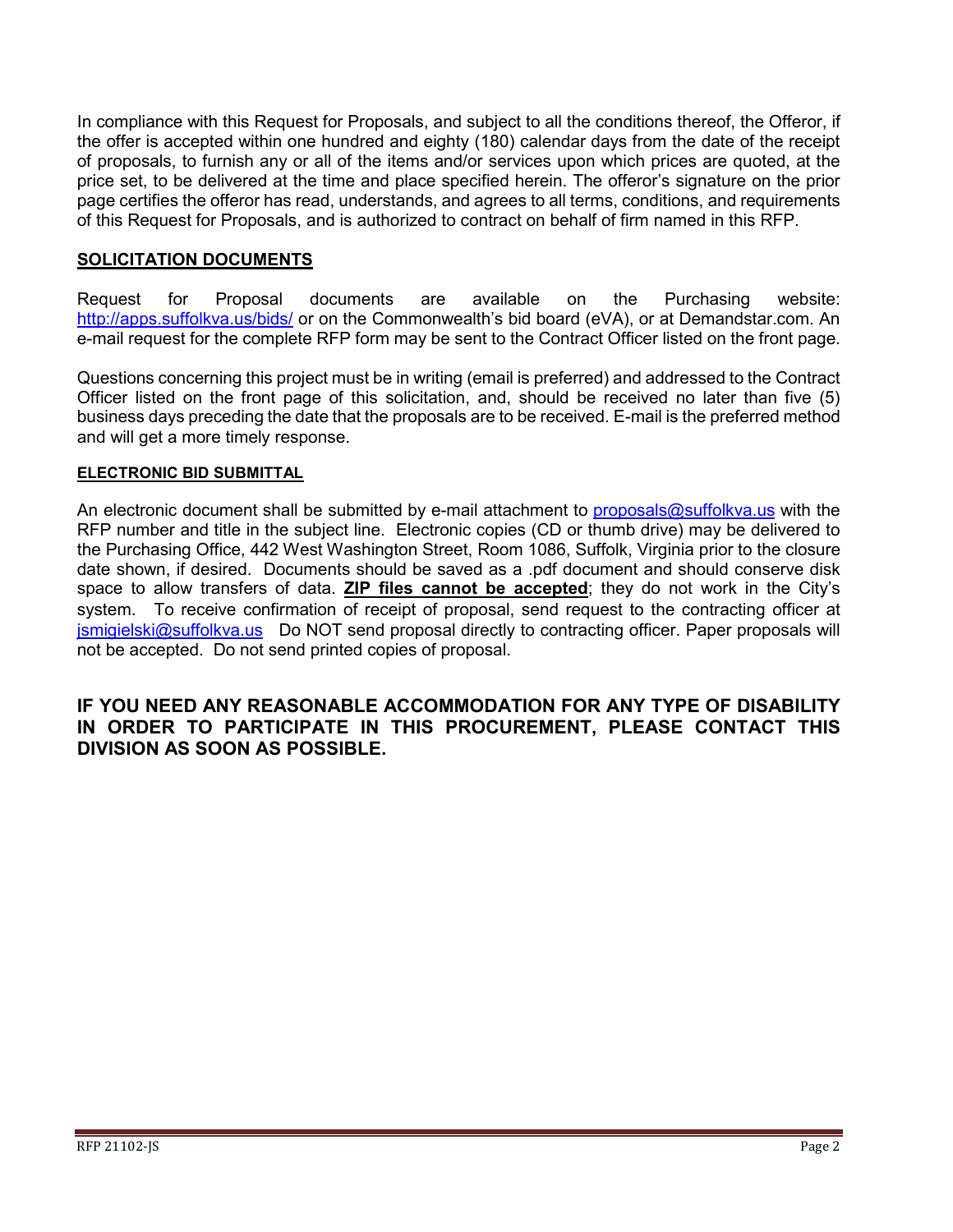In compliance with this Request for Proposals, and subject to all the conditions thereof, the Offeror, if the offer is accepted within one hundred and eighty (180) calendar days from the date of the receipt of proposals, to furnish any or all of the items and/or services upon which prices are quoted, at the price set, to be delivered at the time and place specified herein. The offeror's signature on the prior page certifies the offeror has read, understands, and agrees to all terms, conditions, and requirements of this Request for Proposals, and is authorized to contract on behalf of firm named in this RFP.

## SOLICITATION DOCUMENTS

Request for Proposal documents are available on the Purchasing website: http://apps.suffolkva.us/bids/ or on the Commonwealth's bid board (eVA), or at Demandstar.com. An e-mail request for the complete RFP form may be sent to the Contract Officer listed on the front page.

Questions concerning this project must be in writing (email is preferred) and addressed to the Contract Officer listed on the front page of this solicitation, and, should be received no later than five (5) business days preceding the date that the proposals are to be received. E-mail is the preferred method and will get a more timely response.

### ELECTRONIC BID SUBMITTAL

An electronic document shall be submitted by e-mail attachment to proposals@suffolkva.us with the RFP number and title in the subject line. Electronic copies (CD or thumb drive) may be delivered to the Purchasing Office, 442 West Washington Street, Room 1086, Suffolk, Virginia prior to the closure date shown, if desired. Documents should be saved as a .pdf document and should conserve disk space to allow transfers of data. **ZIP files cannot be accepted**; they do not work in the City's system. To receive confirmation of receipt of proposal, send request to the contracting officer at jsmigielski@suffolkva.us Do NOT send proposal directly to contracting officer. Paper proposals will not be accepted. Do not send printed copies of proposal.

**IF YOU NEED ANY REASONABLE ACCOMMODATION FOR ANY TYPE OF DISABILITY IN ORDER TO PARTICIPATE IN THIS PROCUREMENT, PLEASE CONTACT THIS DIVISION AS SOON AS POSSIBLE.**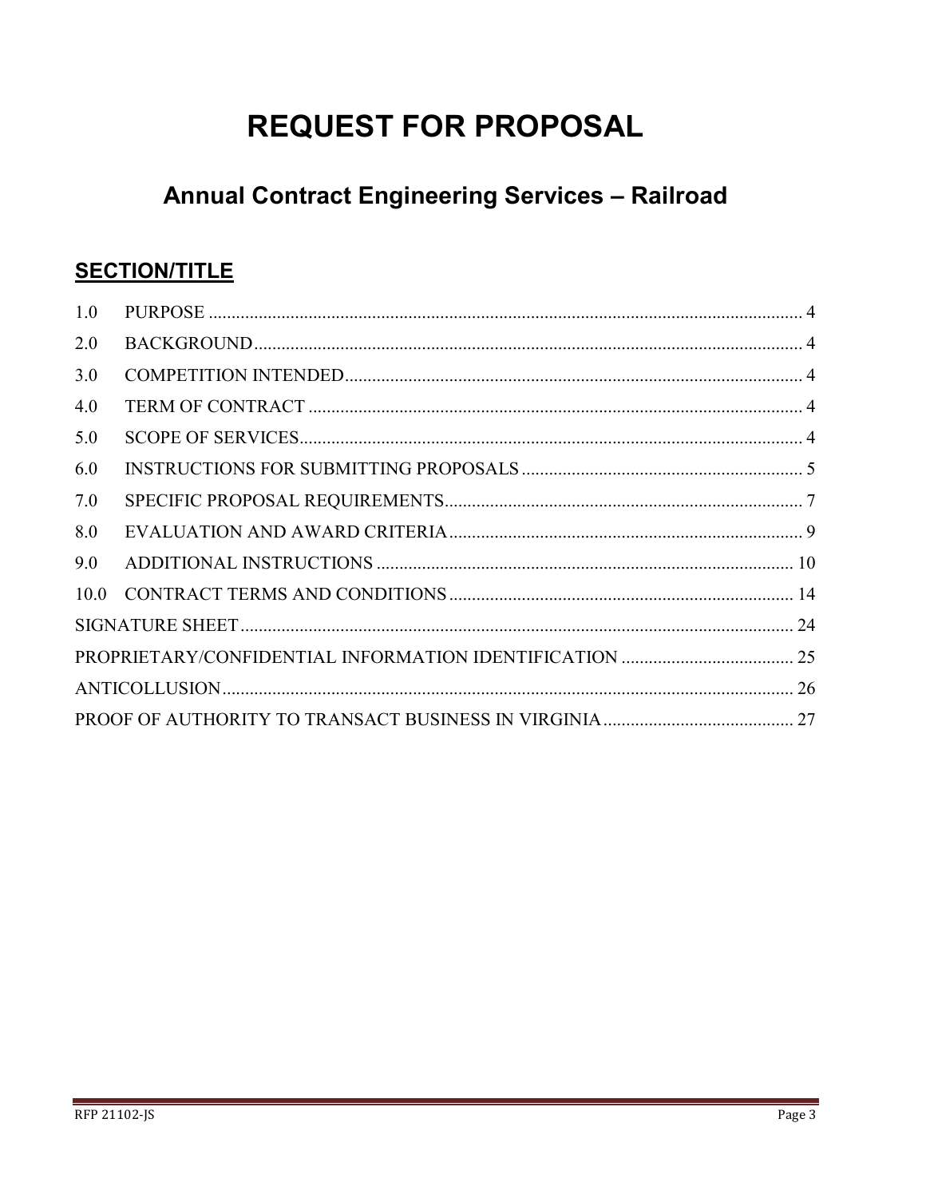# REQUEST FOR PROPOSAL

## Annual Contract Engineering Services – Railroad

### SECTION/TITLE

| | | |
|---|---|---|
| 1.0 | PURPOSE | 4 |
| 2.0 | BACKGROUND | 4 |
| 3.0 | COMPETITION INTENDED | 4 |
| 4.0 | TERM OF CONTRACT | 4 |
| 5.0 | SCOPE OF SERVICES | 4 |
| 6.0 | INSTRUCTIONS FOR SUBMITTING PROPOSALS | 5 |
| 7.0 | SPECIFIC PROPOSAL REQUIREMENTS | 7 |
| 8.0 | EVALUATION AND AWARD CRITERIA | 9 |
| 9.0 | ADDITIONAL INSTRUCTIONS | 10 |
| 10.0 | CONTRACT TERMS AND CONDITIONS | 14 |
| | SIGNATURE SHEET | 24 |
| | PROPRIETARY/CONFIDENTIAL INFORMATION IDENTIFICATION | 25 |
| | ANTICOLLUSION | 26 |
| | PROOF OF AUTHORITY TO TRANSACT BUSINESS IN VIRGINIA | 27 |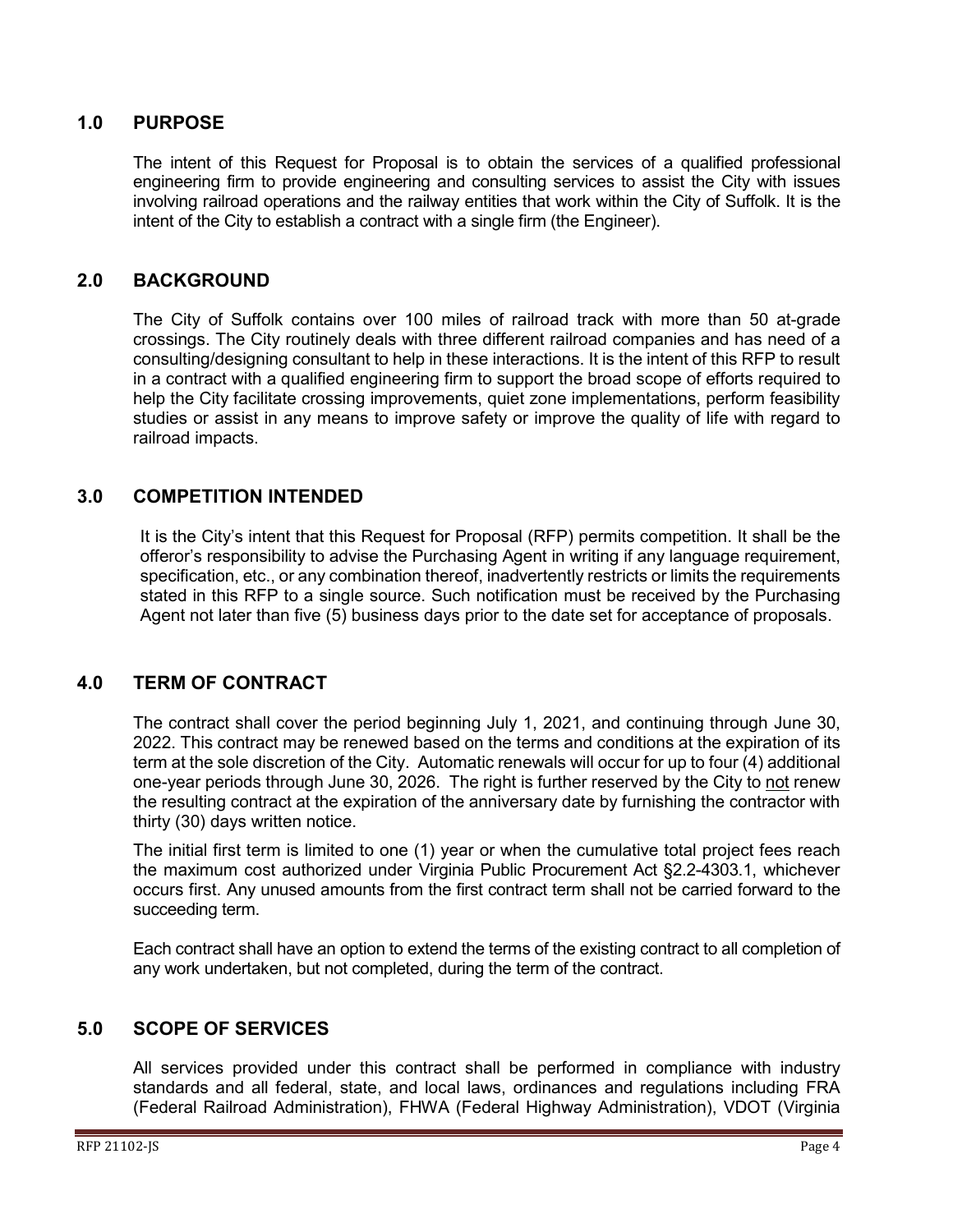## 1.0 PURPOSE

The intent of this Request for Proposal is to obtain the services of a qualified professional engineering firm to provide engineering and consulting services to assist the City with issues involving railroad operations and the railway entities that work within the City of Suffolk. It is the intent of the City to establish a contract with a single firm (the Engineer).

## 2.0 BACKGROUND

The City of Suffolk contains over 100 miles of railroad track with more than 50 at-grade crossings. The City routinely deals with three different railroad companies and has need of a consulting/designing consultant to help in these interactions. It is the intent of this RFP to result in a contract with a qualified engineering firm to support the broad scope of efforts required to help the City facilitate crossing improvements, quiet zone implementations, perform feasibility studies or assist in any means to improve safety or improve the quality of life with regard to railroad impacts.

## 3.0 COMPETITION INTENDED

It is the City's intent that this Request for Proposal (RFP) permits competition. It shall be the offeror's responsibility to advise the Purchasing Agent in writing if any language requirement, specification, etc., or any combination thereof, inadvertently restricts or limits the requirements stated in this RFP to a single source. Such notification must be received by the Purchasing Agent not later than five (5) business days prior to the date set for acceptance of proposals.

## 4.0 TERM OF CONTRACT

The contract shall cover the period beginning July 1, 2021, and continuing through June 30, 2022. This contract may be renewed based on the terms and conditions at the expiration of its term at the sole discretion of the City. Automatic renewals will occur for up to four (4) additional one-year periods through June 30, 2026. The right is further reserved by the City to not renew the resulting contract at the expiration of the anniversary date by furnishing the contractor with thirty (30) days written notice.

The initial first term is limited to one (1) year or when the cumulative total project fees reach the maximum cost authorized under Virginia Public Procurement Act §2.2-4303.1, whichever occurs first. Any unused amounts from the first contract term shall not be carried forward to the succeeding term.

Each contract shall have an option to extend the terms of the existing contract to all completion of any work undertaken, but not completed, during the term of the contract.

## 5.0 SCOPE OF SERVICES

All services provided under this contract shall be performed in compliance with industry standards and all federal, state, and local laws, ordinances and regulations including FRA (Federal Railroad Administration), FHWA (Federal Highway Administration), VDOT (Virginia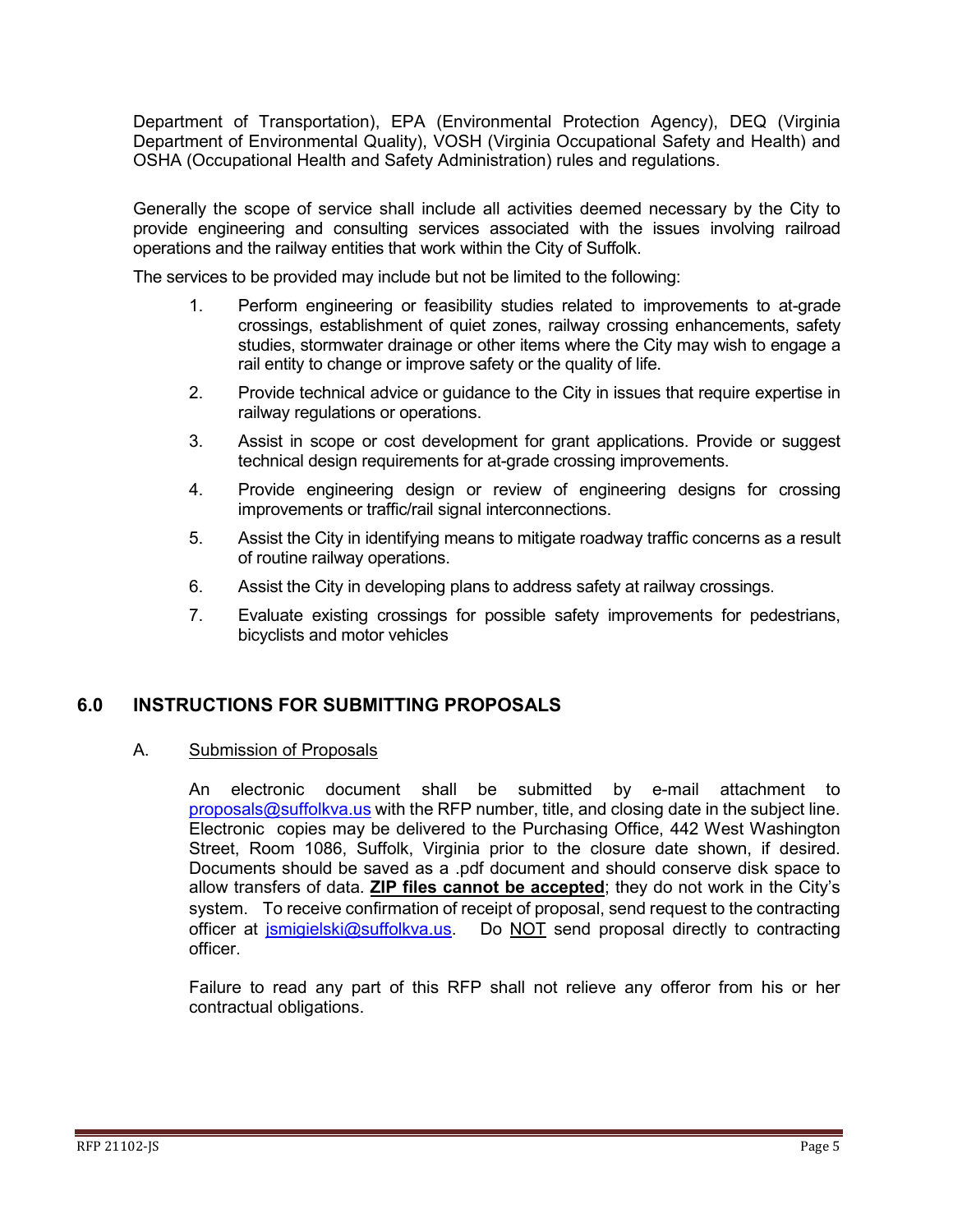Department of Transportation), EPA (Environmental Protection Agency), DEQ (Virginia Department of Environmental Quality), VOSH (Virginia Occupational Safety and Health) and OSHA (Occupational Health and Safety Administration) rules and regulations.

Generally the scope of service shall include all activities deemed necessary by the City to provide engineering and consulting services associated with the issues involving railroad operations and the railway entities that work within the City of Suffolk.

The services to be provided may include but not be limited to the following:

1. Perform engineering or feasibility studies related to improvements to at-grade crossings, establishment of quiet zones, railway crossing enhancements, safety studies, stormwater drainage or other items where the City may wish to engage a rail entity to change or improve safety or the quality of life.
2. Provide technical advice or guidance to the City in issues that require expertise in railway regulations or operations.
3. Assist in scope or cost development for grant applications. Provide or suggest technical design requirements for at-grade crossing improvements.
4. Provide engineering design or review of engineering designs for crossing improvements or traffic/rail signal interconnections.
5. Assist the City in identifying means to mitigate roadway traffic concerns as a result of routine railway operations.
6. Assist the City in developing plans to address safety at railway crossings.
7. Evaluate existing crossings for possible safety improvements for pedestrians, bicyclists and motor vehicles

## 6.0 INSTRUCTIONS FOR SUBMITTING PROPOSALS

A. Submission of Proposals

An electronic document shall be submitted by e-mail attachment to proposals@suffolkva.us with the RFP number, title, and closing date in the subject line. Electronic copies may be delivered to the Purchasing Office, 442 West Washington Street, Room 1086, Suffolk, Virginia prior to the closure date shown, if desired. Documents should be saved as a .pdf document and should conserve disk space to allow transfers of data. **ZIP files cannot be accepted**; they do not work in the City's system. To receive confirmation of receipt of proposal, send request to the contracting officer at jsmigielski@suffolkva.us. Do NOT send proposal directly to contracting officer.

Failure to read any part of this RFP shall not relieve any offeror from his or her contractual obligations.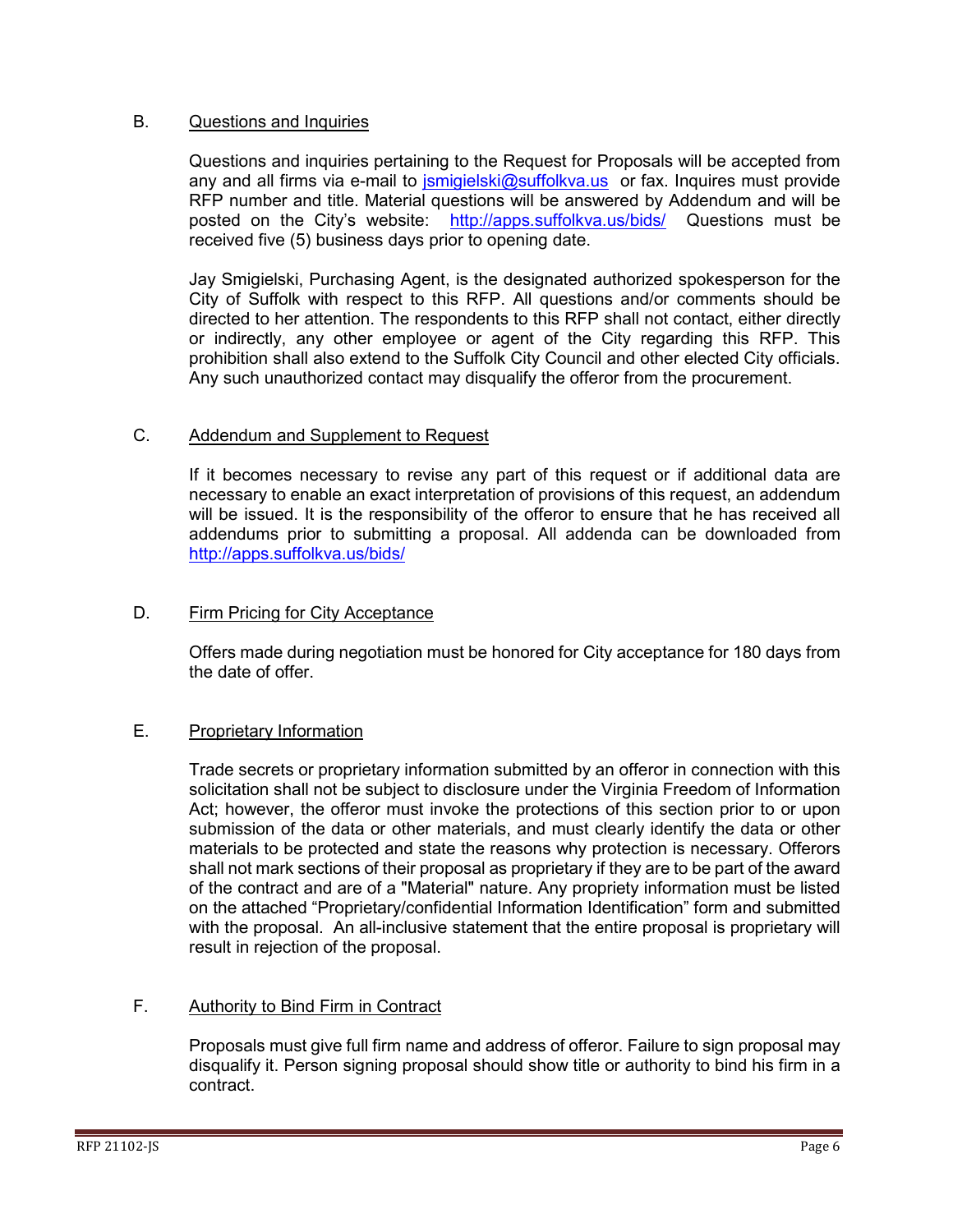B. Questions and Inquiries

Questions and inquiries pertaining to the Request for Proposals will be accepted from any and all firms via e-mail to jsmigielski@suffolkva.us or fax. Inquires must provide RFP number and title. Material questions will be answered by Addendum and will be posted on the City's website: http://apps.suffolkva.us/bids/ Questions must be received five (5) business days prior to opening date.

Jay Smigielski, Purchasing Agent, is the designated authorized spokesperson for the City of Suffolk with respect to this RFP. All questions and/or comments should be directed to her attention. The respondents to this RFP shall not contact, either directly or indirectly, any other employee or agent of the City regarding this RFP. This prohibition shall also extend to the Suffolk City Council and other elected City officials. Any such unauthorized contact may disqualify the offeror from the procurement.

C. Addendum and Supplement to Request

If it becomes necessary to revise any part of this request or if additional data are necessary to enable an exact interpretation of provisions of this request, an addendum will be issued. It is the responsibility of the offeror to ensure that he has received all addendums prior to submitting a proposal. All addenda can be downloaded from http://apps.suffolkva.us/bids/

D. Firm Pricing for City Acceptance

Offers made during negotiation must be honored for City acceptance for 180 days from the date of offer.

E. Proprietary Information

Trade secrets or proprietary information submitted by an offeror in connection with this solicitation shall not be subject to disclosure under the Virginia Freedom of Information Act; however, the offeror must invoke the protections of this section prior to or upon submission of the data or other materials, and must clearly identify the data or other materials to be protected and state the reasons why protection is necessary. Offerors shall not mark sections of their proposal as proprietary if they are to be part of the award of the contract and are of a "Material" nature. Any propriety information must be listed on the attached "Proprietary/confidential Information Identification" form and submitted with the proposal. An all-inclusive statement that the entire proposal is proprietary will result in rejection of the proposal.

F. Authority to Bind Firm in Contract

Proposals must give full firm name and address of offeror. Failure to sign proposal may disqualify it. Person signing proposal should show title or authority to bind his firm in a contract.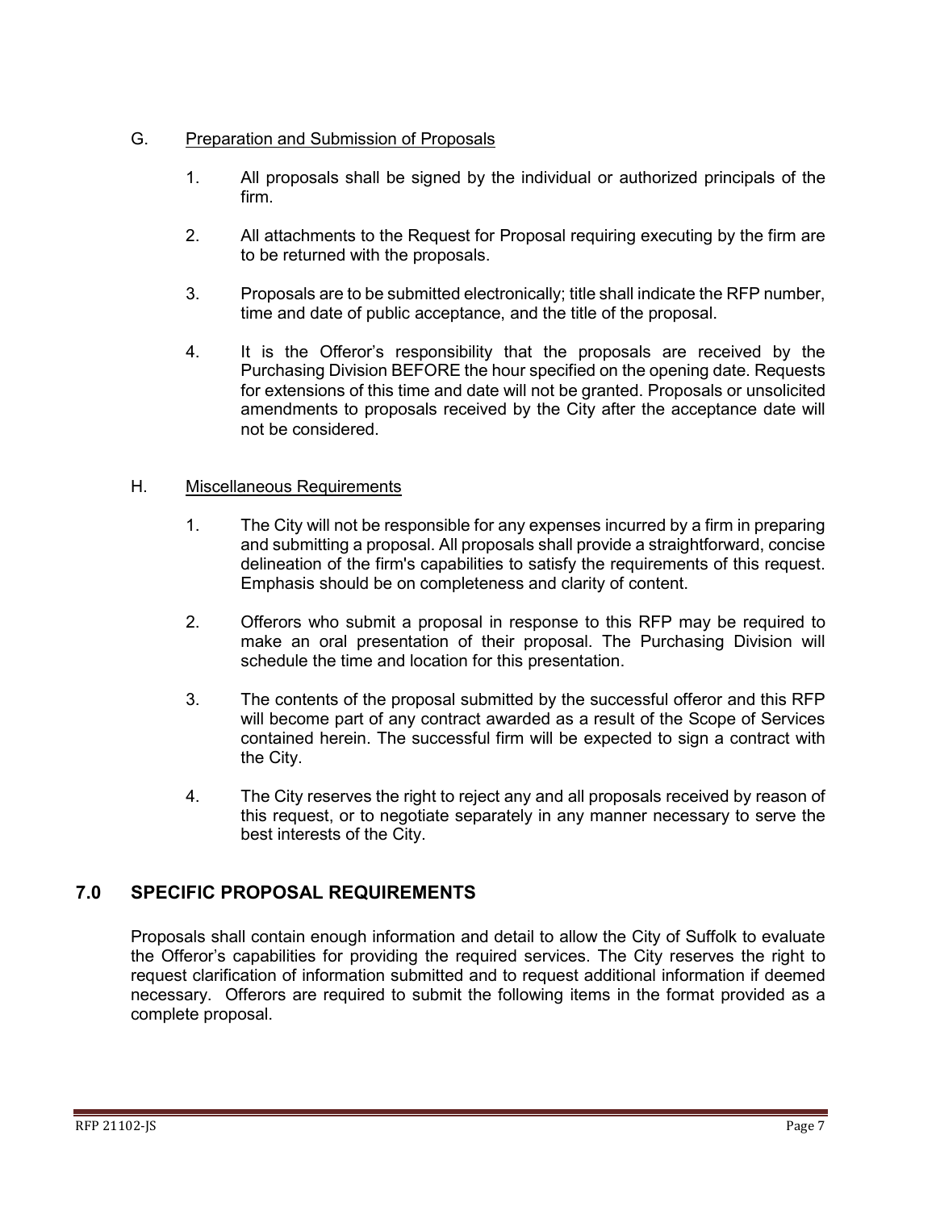G. Preparation and Submission of Proposals

1. All proposals shall be signed by the individual or authorized principals of the firm.

2. All attachments to the Request for Proposal requiring executing by the firm are to be returned with the proposals.

3. Proposals are to be submitted electronically; title shall indicate the RFP number, time and date of public acceptance, and the title of the proposal.

4. It is the Offeror's responsibility that the proposals are received by the Purchasing Division BEFORE the hour specified on the opening date. Requests for extensions of this time and date will not be granted. Proposals or unsolicited amendments to proposals received by the City after the acceptance date will not be considered.

H. Miscellaneous Requirements

1. The City will not be responsible for any expenses incurred by a firm in preparing and submitting a proposal. All proposals shall provide a straightforward, concise delineation of the firm's capabilities to satisfy the requirements of this request. Emphasis should be on completeness and clarity of content.

2. Offerors who submit a proposal in response to this RFP may be required to make an oral presentation of their proposal. The Purchasing Division will schedule the time and location for this presentation.

3. The contents of the proposal submitted by the successful offeror and this RFP will become part of any contract awarded as a result of the Scope of Services contained herein. The successful firm will be expected to sign a contract with the City.

4. The City reserves the right to reject any and all proposals received by reason of this request, or to negotiate separately in any manner necessary to serve the best interests of the City.

## 7.0 SPECIFIC PROPOSAL REQUIREMENTS

Proposals shall contain enough information and detail to allow the City of Suffolk to evaluate the Offeror's capabilities for providing the required services. The City reserves the right to request clarification of information submitted and to request additional information if deemed necessary. Offerors are required to submit the following items in the format provided as a complete proposal.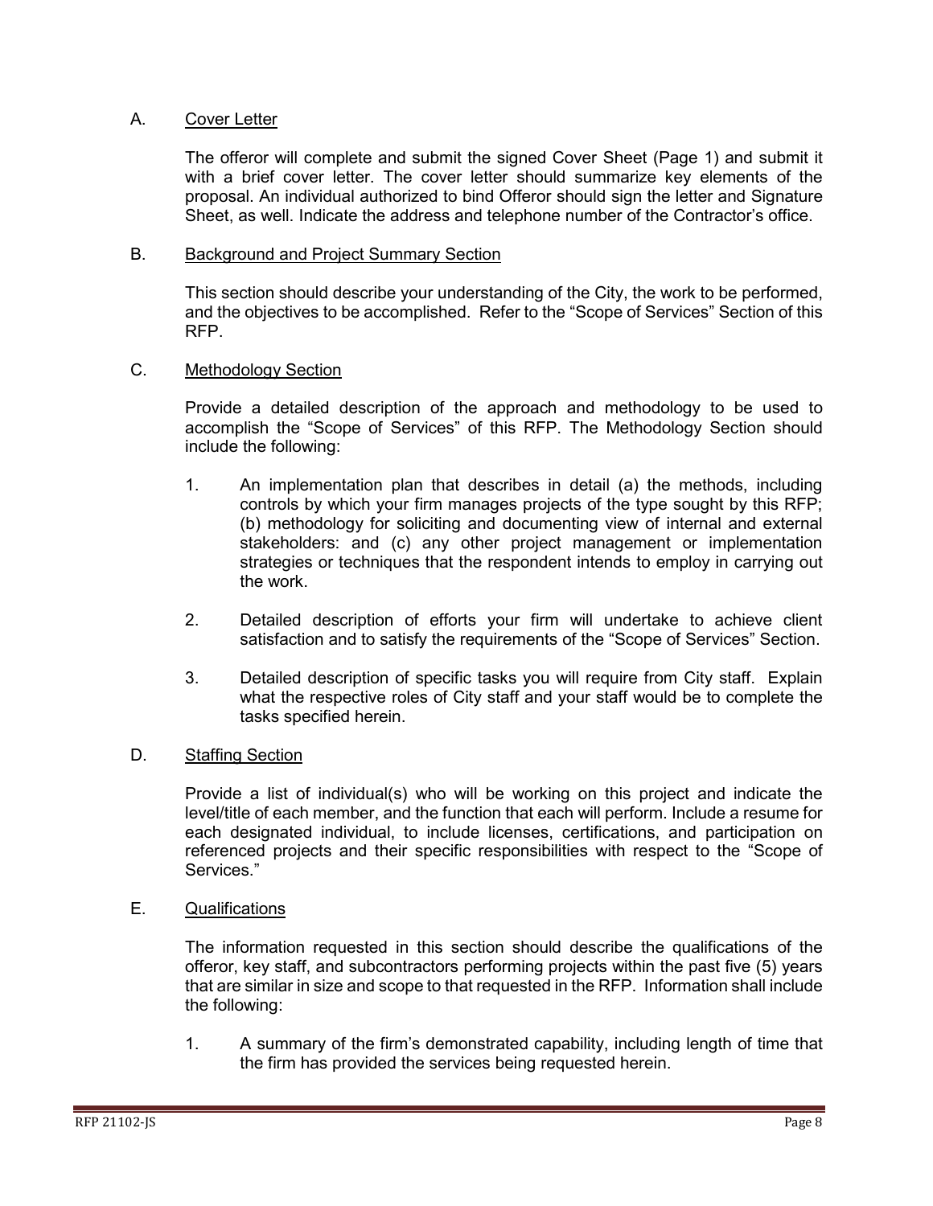A. Cover Letter

The offeror will complete and submit the signed Cover Sheet (Page 1) and submit it with a brief cover letter. The cover letter should summarize key elements of the proposal. An individual authorized to bind Offeror should sign the letter and Signature Sheet, as well. Indicate the address and telephone number of the Contractor's office.

B. Background and Project Summary Section

This section should describe your understanding of the City, the work to be performed, and the objectives to be accomplished. Refer to the "Scope of Services" Section of this RFP.

C. Methodology Section

Provide a detailed description of the approach and methodology to be used to accomplish the "Scope of Services" of this RFP. The Methodology Section should include the following:

1. An implementation plan that describes in detail (a) the methods, including controls by which your firm manages projects of the type sought by this RFP; (b) methodology for soliciting and documenting view of internal and external stakeholders: and (c) any other project management or implementation strategies or techniques that the respondent intends to employ in carrying out the work.

2. Detailed description of efforts your firm will undertake to achieve client satisfaction and to satisfy the requirements of the "Scope of Services" Section.

3. Detailed description of specific tasks you will require from City staff. Explain what the respective roles of City staff and your staff would be to complete the tasks specified herein.

D. Staffing Section

Provide a list of individual(s) who will be working on this project and indicate the level/title of each member, and the function that each will perform. Include a resume for each designated individual, to include licenses, certifications, and participation on referenced projects and their specific responsibilities with respect to the "Scope of Services."

E. Qualifications

The information requested in this section should describe the qualifications of the offeror, key staff, and subcontractors performing projects within the past five (5) years that are similar in size and scope to that requested in the RFP. Information shall include the following:

1. A summary of the firm's demonstrated capability, including length of time that the firm has provided the services being requested herein.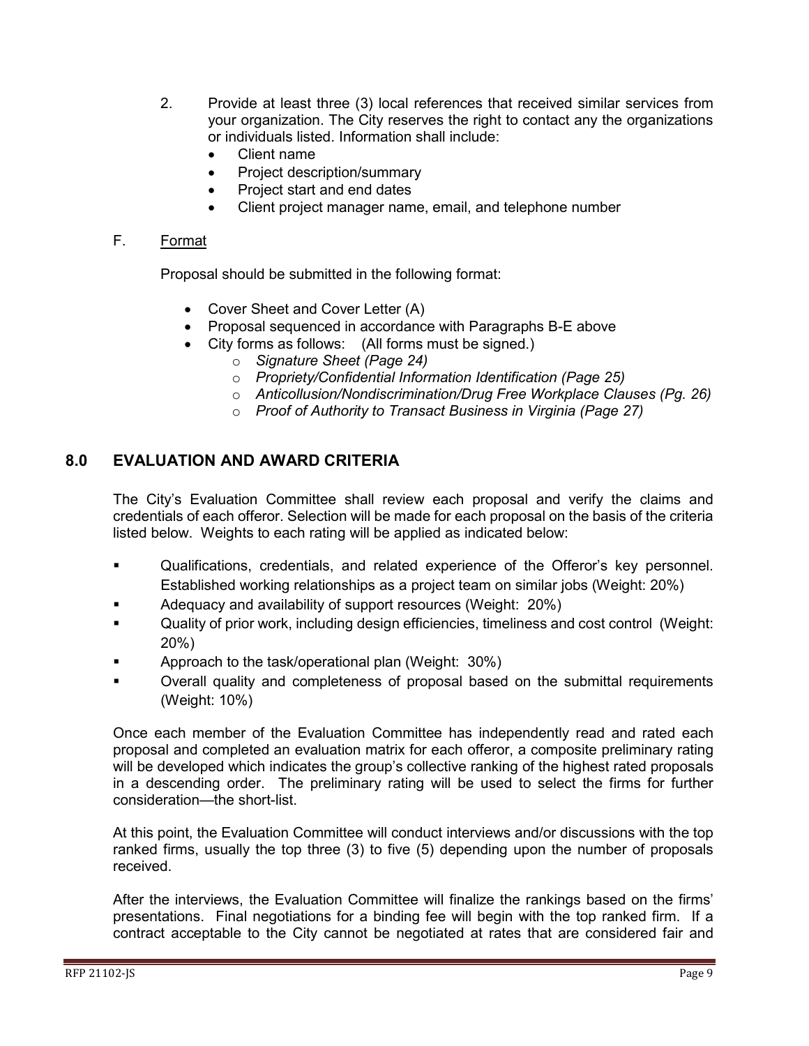2. Provide at least three (3) local references that received similar services from your organization. The City reserves the right to contact any the organizations or individuals listed. Information shall include:
   - Client name
   - Project description/summary
   - Project start and end dates
   - Client project manager name, email, and telephone number

F. <u>Format</u>

Proposal should be submitted in the following format:

- Cover Sheet and Cover Letter (A)
- Proposal sequenced in accordance with Paragraphs B-E above
- City forms as follows: (All forms must be signed.)
  - *Signature Sheet (Page 24)*
  - *Propriety/Confidential Information Identification (Page 25)*
  - *Anticollusion/Nondiscrimination/Drug Free Workplace Clauses (Pg. 26)*
  - *Proof of Authority to Transact Business in Virginia (Page 27)*

## 8.0 EVALUATION AND AWARD CRITERIA

The City's Evaluation Committee shall review each proposal and verify the claims and credentials of each offeror. Selection will be made for each proposal on the basis of the criteria listed below. Weights to each rating will be applied as indicated below:

- Qualifications, credentials, and related experience of the Offeror's key personnel. Established working relationships as a project team on similar jobs (Weight: 20%)
- Adequacy and availability of support resources (Weight: 20%)
- Quality of prior work, including design efficiencies, timeliness and cost control (Weight: 20%)
- Approach to the task/operational plan (Weight: 30%)
- Overall quality and completeness of proposal based on the submittal requirements (Weight: 10%)

Once each member of the Evaluation Committee has independently read and rated each proposal and completed an evaluation matrix for each offeror, a composite preliminary rating will be developed which indicates the group's collective ranking of the highest rated proposals in a descending order. The preliminary rating will be used to select the firms for further consideration—the short-list.

At this point, the Evaluation Committee will conduct interviews and/or discussions with the top ranked firms, usually the top three (3) to five (5) depending upon the number of proposals received.

After the interviews, the Evaluation Committee will finalize the rankings based on the firms' presentations. Final negotiations for a binding fee will begin with the top ranked firm. If a contract acceptable to the City cannot be negotiated at rates that are considered fair and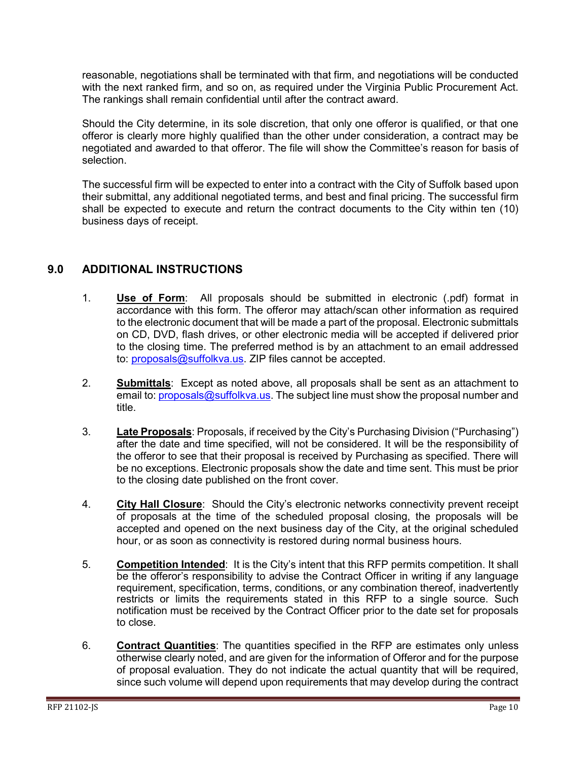reasonable, negotiations shall be terminated with that firm, and negotiations will be conducted with the next ranked firm, and so on, as required under the Virginia Public Procurement Act. The rankings shall remain confidential until after the contract award.

Should the City determine, in its sole discretion, that only one offeror is qualified, or that one offeror is clearly more highly qualified than the other under consideration, a contract may be negotiated and awarded to that offeror. The file will show the Committee's reason for basis of selection.

The successful firm will be expected to enter into a contract with the City of Suffolk based upon their submittal, any additional negotiated terms, and best and final pricing. The successful firm shall be expected to execute and return the contract documents to the City within ten (10) business days of receipt.

## 9.0 ADDITIONAL INSTRUCTIONS

1. **Use of Form**: All proposals should be submitted in electronic (.pdf) format in accordance with this form. The offeror may attach/scan other information as required to the electronic document that will be made a part of the proposal. Electronic submittals on CD, DVD, flash drives, or other electronic media will be accepted if delivered prior to the closing time. The preferred method is by an attachment to an email addressed to: proposals@suffolkva.us. ZIP files cannot be accepted.

2. **Submittals**: Except as noted above, all proposals shall be sent as an attachment to email to: proposals@suffolkva.us. The subject line must show the proposal number and title.

3. **Late Proposals**: Proposals, if received by the City's Purchasing Division ("Purchasing") after the date and time specified, will not be considered. It will be the responsibility of the offeror to see that their proposal is received by Purchasing as specified. There will be no exceptions. Electronic proposals show the date and time sent. This must be prior to the closing date published on the front cover.

4. **City Hall Closure**: Should the City's electronic networks connectivity prevent receipt of proposals at the time of the scheduled proposal closing, the proposals will be accepted and opened on the next business day of the City, at the original scheduled hour, or as soon as connectivity is restored during normal business hours.

5. **Competition Intended**: It is the City's intent that this RFP permits competition. It shall be the offeror's responsibility to advise the Contract Officer in writing if any language requirement, specification, terms, conditions, or any combination thereof, inadvertently restricts or limits the requirements stated in this RFP to a single source. Such notification must be received by the Contract Officer prior to the date set for proposals to close.

6. **Contract Quantities**: The quantities specified in the RFP are estimates only unless otherwise clearly noted, and are given for the information of Offeror and for the purpose of proposal evaluation. They do not indicate the actual quantity that will be required, since such volume will depend upon requirements that may develop during the contract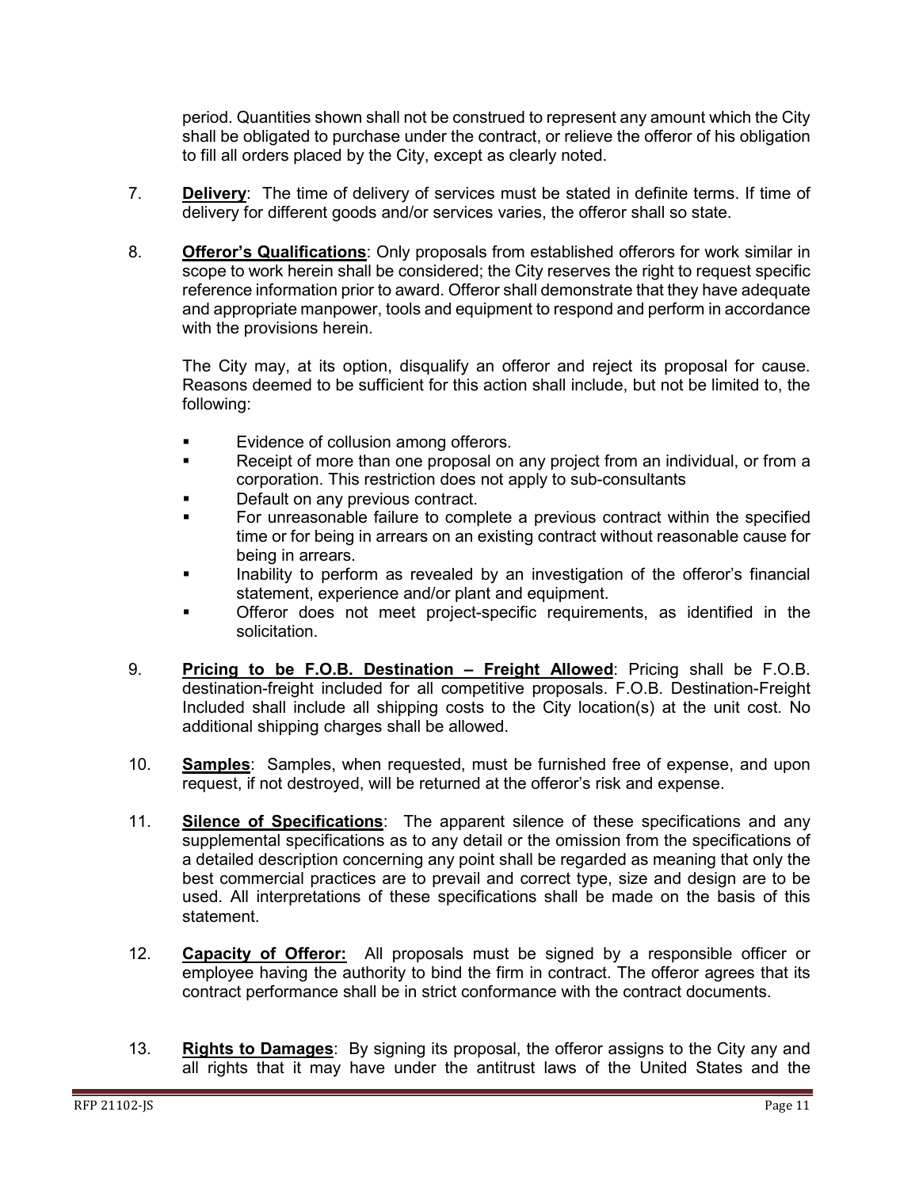period. Quantities shown shall not be construed to represent any amount which the City shall be obligated to purchase under the contract, or relieve the offeror of his obligation to fill all orders placed by the City, except as clearly noted.

7. **Delivery**: The time of delivery of services must be stated in definite terms. If time of delivery for different goods and/or services varies, the offeror shall so state.

8. **Offeror's Qualifications**: Only proposals from established offerors for work similar in scope to work herein shall be considered; the City reserves the right to request specific reference information prior to award. Offeror shall demonstrate that they have adequate and appropriate manpower, tools and equipment to respond and perform in accordance with the provisions herein.

   The City may, at its option, disqualify an offeror and reject its proposal for cause. Reasons deemed to be sufficient for this action shall include, but not be limited to, the following:

   - Evidence of collusion among offerors.
   - Receipt of more than one proposal on any project from an individual, or from a corporation. This restriction does not apply to sub-consultants
   - Default on any previous contract.
   - For unreasonable failure to complete a previous contract within the specified time or for being in arrears on an existing contract without reasonable cause for being in arrears.
   - Inability to perform as revealed by an investigation of the offeror's financial statement, experience and/or plant and equipment.
   - Offeror does not meet project-specific requirements, as identified in the solicitation.

9. **Pricing to be F.O.B. Destination – Freight Allowed**: Pricing shall be F.O.B. destination-freight included for all competitive proposals. F.O.B. Destination-Freight Included shall include all shipping costs to the City location(s) at the unit cost. No additional shipping charges shall be allowed.

10. **Samples**: Samples, when requested, must be furnished free of expense, and upon request, if not destroyed, will be returned at the offeror's risk and expense.

11. **Silence of Specifications**: The apparent silence of these specifications and any supplemental specifications as to any detail or the omission from the specifications of a detailed description concerning any point shall be regarded as meaning that only the best commercial practices are to prevail and correct type, size and design are to be used. All interpretations of these specifications shall be made on the basis of this statement.

12. **Capacity of Offeror:** All proposals must be signed by a responsible officer or employee having the authority to bind the firm in contract. The offeror agrees that its contract performance shall be in strict conformance with the contract documents.

13. **Rights to Damages**: By signing its proposal, the offeror assigns to the City any and all rights that it may have under the antitrust laws of the United States and the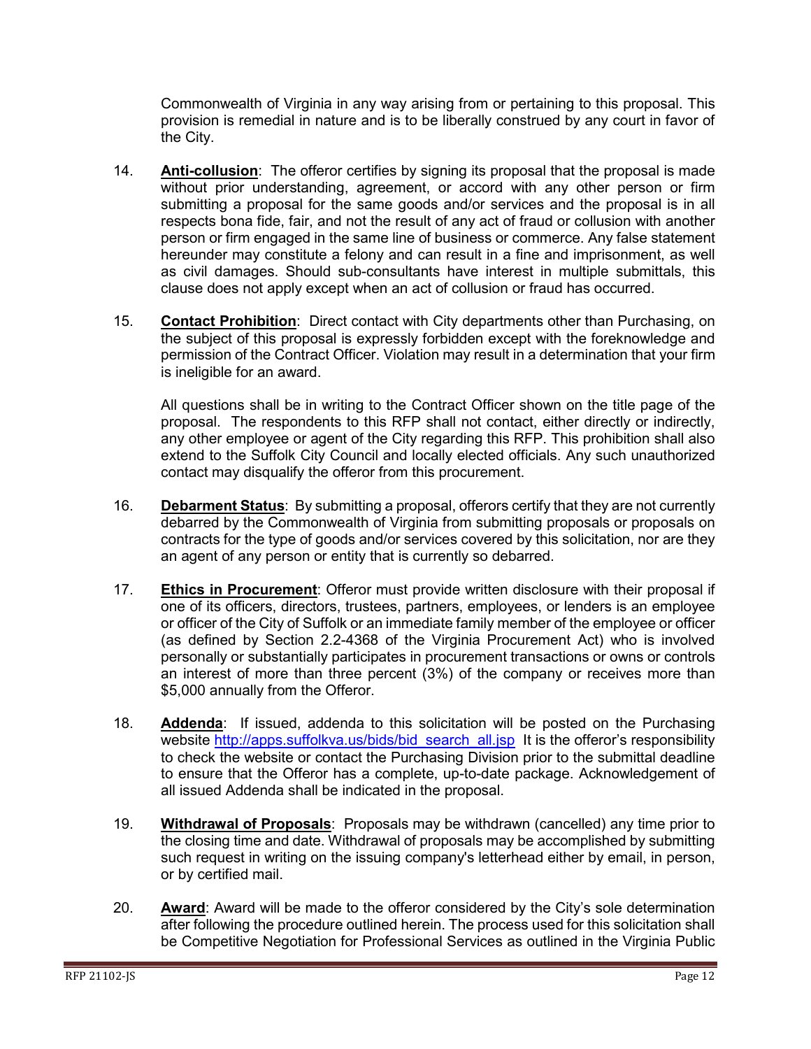Commonwealth of Virginia in any way arising from or pertaining to this proposal. This provision is remedial in nature and is to be liberally construed by any court in favor of the City.

14. **Anti-collusion**: The offeror certifies by signing its proposal that the proposal is made without prior understanding, agreement, or accord with any other person or firm submitting a proposal for the same goods and/or services and the proposal is in all respects bona fide, fair, and not the result of any act of fraud or collusion with another person or firm engaged in the same line of business or commerce. Any false statement hereunder may constitute a felony and can result in a fine and imprisonment, as well as civil damages. Should sub-consultants have interest in multiple submittals, this clause does not apply except when an act of collusion or fraud has occurred.

15. **Contact Prohibition**: Direct contact with City departments other than Purchasing, on the subject of this proposal is expressly forbidden except with the foreknowledge and permission of the Contract Officer. Violation may result in a determination that your firm is ineligible for an award.

    All questions shall be in writing to the Contract Officer shown on the title page of the proposal. The respondents to this RFP shall not contact, either directly or indirectly, any other employee or agent of the City regarding this RFP. This prohibition shall also extend to the Suffolk City Council and locally elected officials. Any such unauthorized contact may disqualify the offeror from this procurement.

16. **Debarment Status**: By submitting a proposal, offerors certify that they are not currently debarred by the Commonwealth of Virginia from submitting proposals or proposals on contracts for the type of goods and/or services covered by this solicitation, nor are they an agent of any person or entity that is currently so debarred.

17. **Ethics in Procurement**: Offeror must provide written disclosure with their proposal if one of its officers, directors, trustees, partners, employees, or lenders is an employee or officer of the City of Suffolk or an immediate family member of the employee or officer (as defined by Section 2.2-4368 of the Virginia Procurement Act) who is involved personally or substantially participates in procurement transactions or owns or controls an interest of more than three percent (3%) of the company or receives more than $5,000 annually from the Offeror.

18. **Addenda**: If issued, addenda to this solicitation will be posted on the Purchasing website http://apps.suffolkva.us/bids/bid_search_all.jsp It is the offeror's responsibility to check the website or contact the Purchasing Division prior to the submittal deadline to ensure that the Offeror has a complete, up-to-date package. Acknowledgement of all issued Addenda shall be indicated in the proposal.

19. **Withdrawal of Proposals**: Proposals may be withdrawn (cancelled) any time prior to the closing time and date. Withdrawal of proposals may be accomplished by submitting such request in writing on the issuing company's letterhead either by email, in person, or by certified mail.

20. **Award**: Award will be made to the offeror considered by the City's sole determination after following the procedure outlined herein. The process used for this solicitation shall be Competitive Negotiation for Professional Services as outlined in the Virginia Public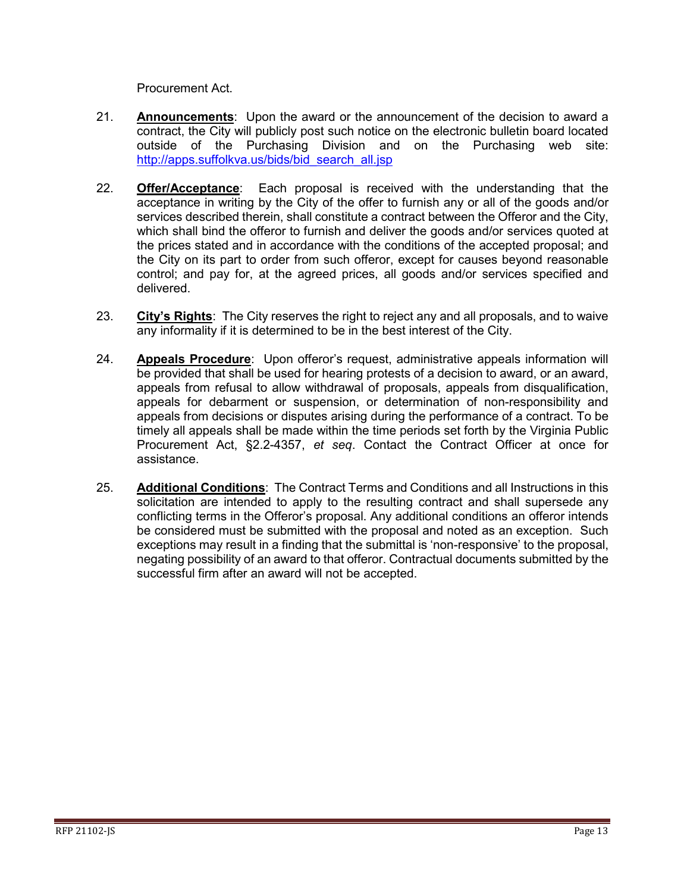Procurement Act.

21. **Announcements**: Upon the award or the announcement of the decision to award a contract, the City will publicly post such notice on the electronic bulletin board located outside of the Purchasing Division and on the Purchasing web site: http://apps.suffolkva.us/bids/bid_search_all.jsp

22. **Offer/Acceptance**: Each proposal is received with the understanding that the acceptance in writing by the City of the offer to furnish any or all of the goods and/or services described therein, shall constitute a contract between the Offeror and the City, which shall bind the offeror to furnish and deliver the goods and/or services quoted at the prices stated and in accordance with the conditions of the accepted proposal; and the City on its part to order from such offeror, except for causes beyond reasonable control; and pay for, at the agreed prices, all goods and/or services specified and delivered.

23. **City's Rights**: The City reserves the right to reject any and all proposals, and to waive any informality if it is determined to be in the best interest of the City.

24. **Appeals Procedure**: Upon offeror's request, administrative appeals information will be provided that shall be used for hearing protests of a decision to award, or an award, appeals from refusal to allow withdrawal of proposals, appeals from disqualification, appeals for debarment or suspension, or determination of non-responsibility and appeals from decisions or disputes arising during the performance of a contract. To be timely all appeals shall be made within the time periods set forth by the Virginia Public Procurement Act, §2.2-4357, *et seq*. Contact the Contract Officer at once for assistance.

25. **Additional Conditions**: The Contract Terms and Conditions and all Instructions in this solicitation are intended to apply to the resulting contract and shall supersede any conflicting terms in the Offeror's proposal. Any additional conditions an offeror intends be considered must be submitted with the proposal and noted as an exception. Such exceptions may result in a finding that the submittal is 'non-responsive' to the proposal, negating possibility of an award to that offeror. Contractual documents submitted by the successful firm after an award will not be accepted.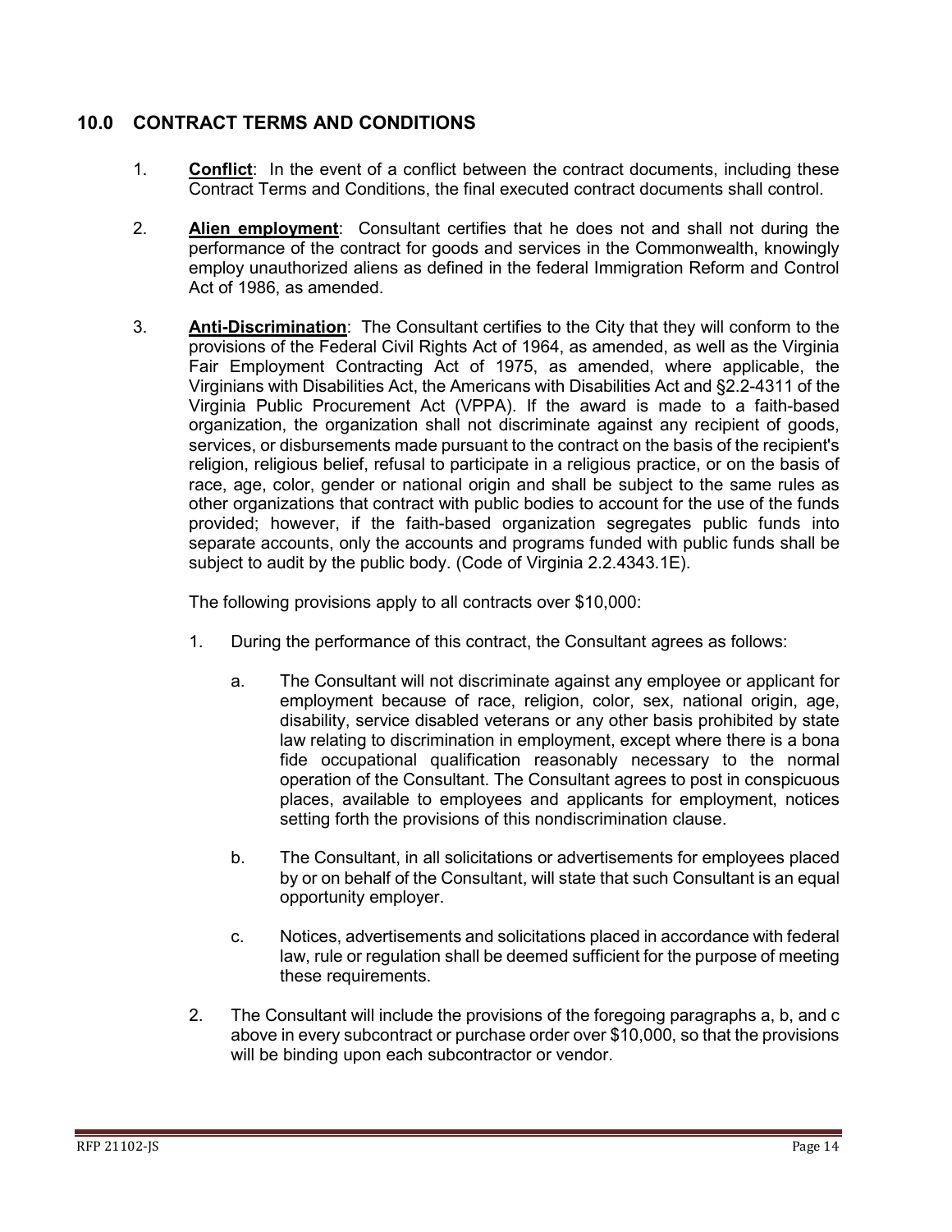## 10.0 CONTRACT TERMS AND CONDITIONS

1. **Conflict**: In the event of a conflict between the contract documents, including these Contract Terms and Conditions, the final executed contract documents shall control.

2. **Alien employment**: Consultant certifies that he does not and shall not during the performance of the contract for goods and services in the Commonwealth, knowingly employ unauthorized aliens as defined in the federal Immigration Reform and Control Act of 1986, as amended.

3. **Anti-Discrimination**: The Consultant certifies to the City that they will conform to the provisions of the Federal Civil Rights Act of 1964, as amended, as well as the Virginia Fair Employment Contracting Act of 1975, as amended, where applicable, the Virginians with Disabilities Act, the Americans with Disabilities Act and §2.2-4311 of the Virginia Public Procurement Act (VPPA). If the award is made to a faith-based organization, the organization shall not discriminate against any recipient of goods, services, or disbursements made pursuant to the contract on the basis of the recipient's religion, religious belief, refusal to participate in a religious practice, or on the basis of race, age, color, gender or national origin and shall be subject to the same rules as other organizations that contract with public bodies to account for the use of the funds provided; however, if the faith-based organization segregates public funds into separate accounts, only the accounts and programs funded with public funds shall be subject to audit by the public body. (Code of Virginia 2.2.4343.1E).

   The following provisions apply to all contracts over $10,000:

   1. During the performance of this contract, the Consultant agrees as follows:

      a. The Consultant will not discriminate against any employee or applicant for employment because of race, religion, color, sex, national origin, age, disability, service disabled veterans or any other basis prohibited by state law relating to discrimination in employment, except where there is a bona fide occupational qualification reasonably necessary to the normal operation of the Consultant. The Consultant agrees to post in conspicuous places, available to employees and applicants for employment, notices setting forth the provisions of this nondiscrimination clause.

      b. The Consultant, in all solicitations or advertisements for employees placed by or on behalf of the Consultant, will state that such Consultant is an equal opportunity employer.

      c. Notices, advertisements and solicitations placed in accordance with federal law, rule or regulation shall be deemed sufficient for the purpose of meeting these requirements.

   2. The Consultant will include the provisions of the foregoing paragraphs a, b, and c above in every subcontract or purchase order over $10,000, so that the provisions will be binding upon each subcontractor or vendor.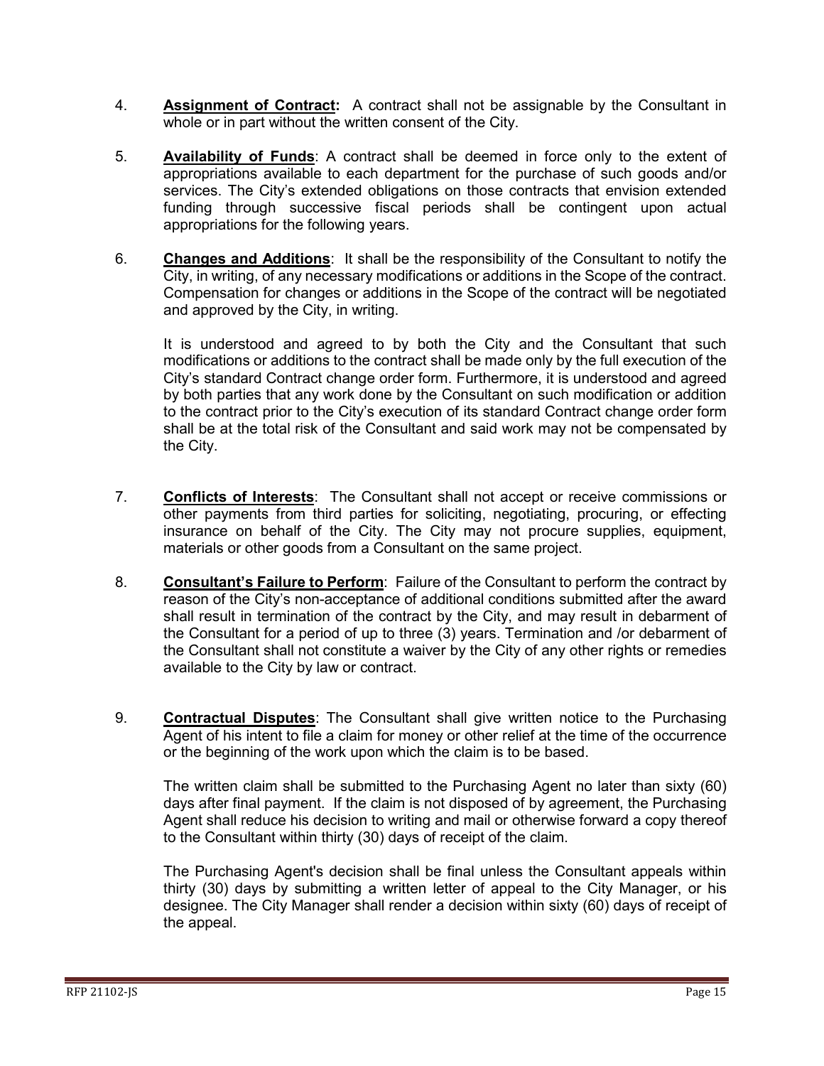4. **Assignment of Contract:** A contract shall not be assignable by the Consultant in whole or in part without the written consent of the City.

5. **Availability of Funds**: A contract shall be deemed in force only to the extent of appropriations available to each department for the purchase of such goods and/or services. The City's extended obligations on those contracts that envision extended funding through successive fiscal periods shall be contingent upon actual appropriations for the following years.

6. **Changes and Additions**: It shall be the responsibility of the Consultant to notify the City, in writing, of any necessary modifications or additions in the Scope of the contract. Compensation for changes or additions in the Scope of the contract will be negotiated and approved by the City, in writing.

   It is understood and agreed to by both the City and the Consultant that such modifications or additions to the contract shall be made only by the full execution of the City's standard Contract change order form. Furthermore, it is understood and agreed by both parties that any work done by the Consultant on such modification or addition to the contract prior to the City's execution of its standard Contract change order form shall be at the total risk of the Consultant and said work may not be compensated by the City.

7. **Conflicts of Interests**: The Consultant shall not accept or receive commissions or other payments from third parties for soliciting, negotiating, procuring, or effecting insurance on behalf of the City. The City may not procure supplies, equipment, materials or other goods from a Consultant on the same project.

8. **Consultant's Failure to Perform**: Failure of the Consultant to perform the contract by reason of the City's non-acceptance of additional conditions submitted after the award shall result in termination of the contract by the City, and may result in debarment of the Consultant for a period of up to three (3) years. Termination and /or debarment of the Consultant shall not constitute a waiver by the City of any other rights or remedies available to the City by law or contract.

9. **Contractual Disputes**: The Consultant shall give written notice to the Purchasing Agent of his intent to file a claim for money or other relief at the time of the occurrence or the beginning of the work upon which the claim is to be based.

   The written claim shall be submitted to the Purchasing Agent no later than sixty (60) days after final payment. If the claim is not disposed of by agreement, the Purchasing Agent shall reduce his decision to writing and mail or otherwise forward a copy thereof to the Consultant within thirty (30) days of receipt of the claim.

   The Purchasing Agent's decision shall be final unless the Consultant appeals within thirty (30) days by submitting a written letter of appeal to the City Manager, or his designee. The City Manager shall render a decision within sixty (60) days of receipt of the appeal.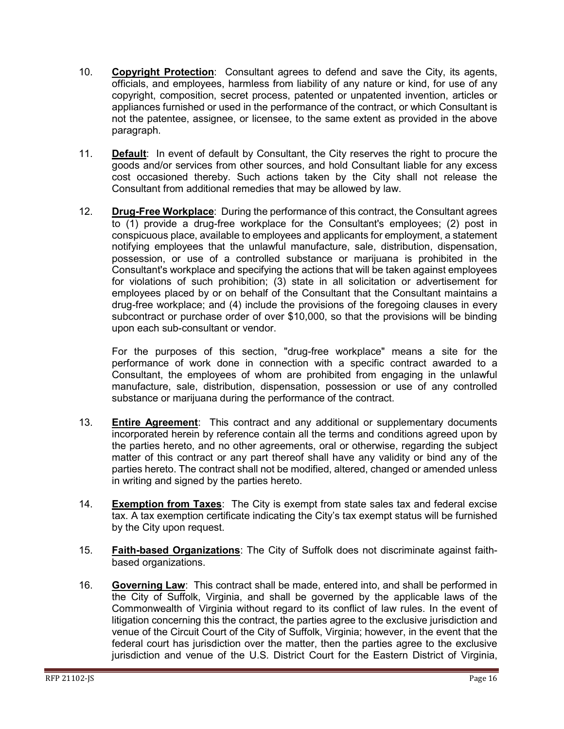10. **Copyright Protection**: Consultant agrees to defend and save the City, its agents, officials, and employees, harmless from liability of any nature or kind, for use of any copyright, composition, secret process, patented or unpatented invention, articles or appliances furnished or used in the performance of the contract, or which Consultant is not the patentee, assignee, or licensee, to the same extent as provided in the above paragraph.

11. **Default**: In event of default by Consultant, the City reserves the right to procure the goods and/or services from other sources, and hold Consultant liable for any excess cost occasioned thereby. Such actions taken by the City shall not release the Consultant from additional remedies that may be allowed by law.

12. **Drug-Free Workplace**: During the performance of this contract, the Consultant agrees to (1) provide a drug-free workplace for the Consultant's employees; (2) post in conspicuous place, available to employees and applicants for employment, a statement notifying employees that the unlawful manufacture, sale, distribution, dispensation, possession, or use of a controlled substance or marijuana is prohibited in the Consultant's workplace and specifying the actions that will be taken against employees for violations of such prohibition; (3) state in all solicitation or advertisement for employees placed by or on behalf of the Consultant that the Consultant maintains a drug-free workplace; and (4) include the provisions of the foregoing clauses in every subcontract or purchase order of over $10,000, so that the provisions will be binding upon each sub-consultant or vendor.

    For the purposes of this section, "drug-free workplace" means a site for the performance of work done in connection with a specific contract awarded to a Consultant, the employees of whom are prohibited from engaging in the unlawful manufacture, sale, distribution, dispensation, possession or use of any controlled substance or marijuana during the performance of the contract.

13. **Entire Agreement**: This contract and any additional or supplementary documents incorporated herein by reference contain all the terms and conditions agreed upon by the parties hereto, and no other agreements, oral or otherwise, regarding the subject matter of this contract or any part thereof shall have any validity or bind any of the parties hereto. The contract shall not be modified, altered, changed or amended unless in writing and signed by the parties hereto.

14. **Exemption from Taxes**: The City is exempt from state sales tax and federal excise tax. A tax exemption certificate indicating the City's tax exempt status will be furnished by the City upon request.

15. **Faith-based Organizations**: The City of Suffolk does not discriminate against faith-based organizations.

16. **Governing Law**: This contract shall be made, entered into, and shall be performed in the City of Suffolk, Virginia, and shall be governed by the applicable laws of the Commonwealth of Virginia without regard to its conflict of law rules. In the event of litigation concerning this the contract, the parties agree to the exclusive jurisdiction and venue of the Circuit Court of the City of Suffolk, Virginia; however, in the event that the federal court has jurisdiction over the matter, then the parties agree to the exclusive jurisdiction and venue of the U.S. District Court for the Eastern District of Virginia,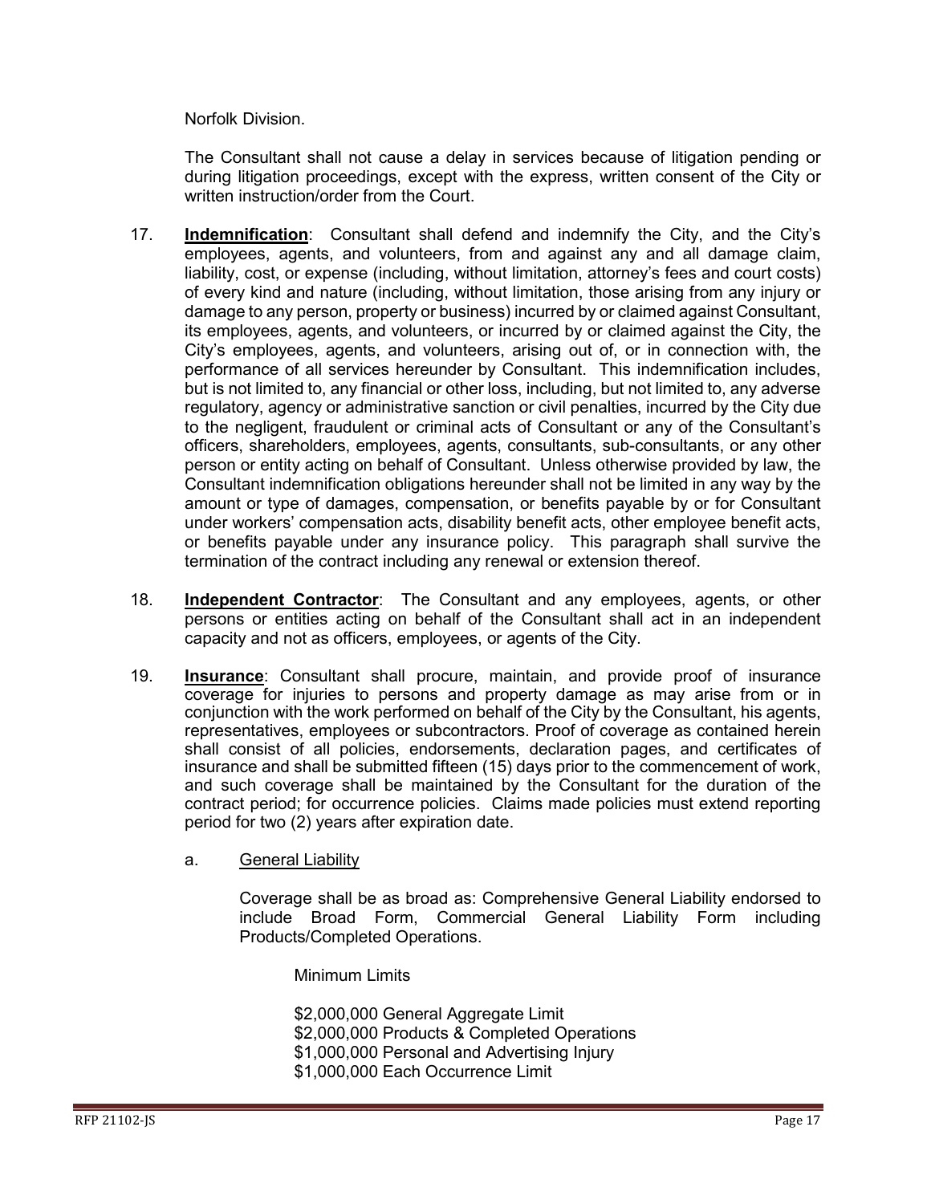Norfolk Division.

The Consultant shall not cause a delay in services because of litigation pending or during litigation proceedings, except with the express, written consent of the City or written instruction/order from the Court.

17. **Indemnification**: Consultant shall defend and indemnify the City, and the City's employees, agents, and volunteers, from and against any and all damage claim, liability, cost, or expense (including, without limitation, attorney's fees and court costs) of every kind and nature (including, without limitation, those arising from any injury or damage to any person, property or business) incurred by or claimed against Consultant, its employees, agents, and volunteers, or incurred by or claimed against the City, the City's employees, agents, and volunteers, arising out of, or in connection with, the performance of all services hereunder by Consultant. This indemnification includes, but is not limited to, any financial or other loss, including, but not limited to, any adverse regulatory, agency or administrative sanction or civil penalties, incurred by the City due to the negligent, fraudulent or criminal acts of Consultant or any of the Consultant's officers, shareholders, employees, agents, consultants, sub-consultants, or any other person or entity acting on behalf of Consultant. Unless otherwise provided by law, the Consultant indemnification obligations hereunder shall not be limited in any way by the amount or type of damages, compensation, or benefits payable by or for Consultant under workers' compensation acts, disability benefit acts, other employee benefit acts, or benefits payable under any insurance policy. This paragraph shall survive the termination of the contract including any renewal or extension thereof.

18. **Independent Contractor**: The Consultant and any employees, agents, or other persons or entities acting on behalf of the Consultant shall act in an independent capacity and not as officers, employees, or agents of the City.

19. **Insurance**: Consultant shall procure, maintain, and provide proof of insurance coverage for injuries to persons and property damage as may arise from or in conjunction with the work performed on behalf of the City by the Consultant, his agents, representatives, employees or subcontractors. Proof of coverage as contained herein shall consist of all policies, endorsements, declaration pages, and certificates of insurance and shall be submitted fifteen (15) days prior to the commencement of work, and such coverage shall be maintained by the Consultant for the duration of the contract period; for occurrence policies. Claims made policies must extend reporting period for two (2) years after expiration date.

    a. General Liability

    Coverage shall be as broad as: Comprehensive General Liability endorsed to include Broad Form, Commercial General Liability Form including Products/Completed Operations.

    Minimum Limits

    $2,000,000 General Aggregate Limit
    $2,000,000 Products & Completed Operations
    $1,000,000 Personal and Advertising Injury
    $1,000,000 Each Occurrence Limit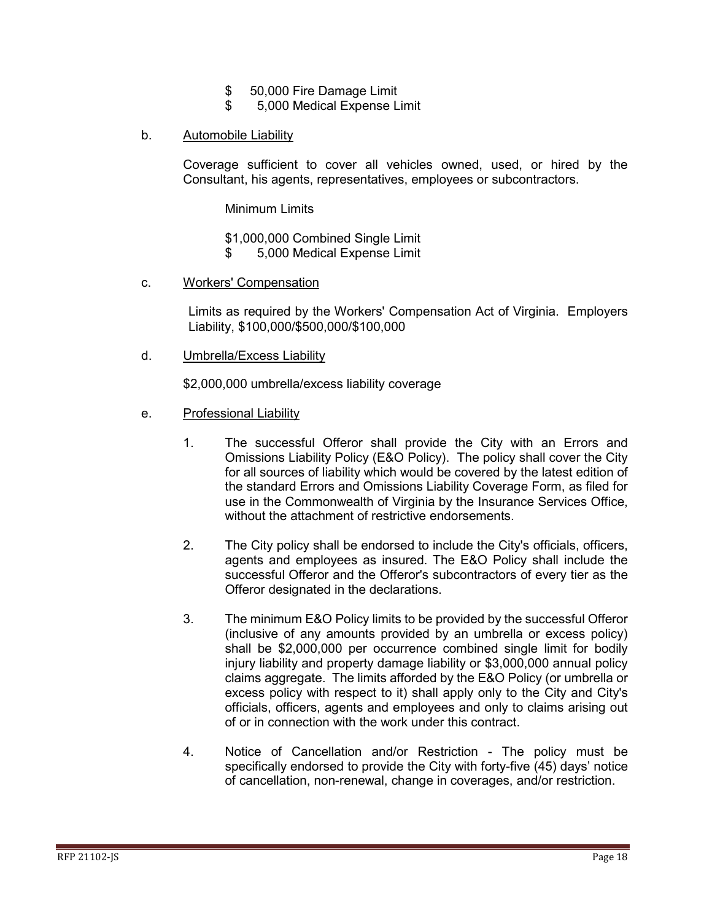$ 50,000 Fire Damage Limit
$ 5,000 Medical Expense Limit

b. Automobile Liability

Coverage sufficient to cover all vehicles owned, used, or hired by the Consultant, his agents, representatives, employees or subcontractors.

Minimum Limits

$1,000,000 Combined Single Limit
$ 5,000 Medical Expense Limit

c. Workers' Compensation

Limits as required by the Workers' Compensation Act of Virginia. Employers Liability, $100,000/$500,000/$100,000

d. Umbrella/Excess Liability

$2,000,000 umbrella/excess liability coverage

e. Professional Liability

1. The successful Offeror shall provide the City with an Errors and Omissions Liability Policy (E&O Policy). The policy shall cover the City for all sources of liability which would be covered by the latest edition of the standard Errors and Omissions Liability Coverage Form, as filed for use in the Commonwealth of Virginia by the Insurance Services Office, without the attachment of restrictive endorsements.

2. The City policy shall be endorsed to include the City's officials, officers, agents and employees as insured. The E&O Policy shall include the successful Offeror and the Offeror's subcontractors of every tier as the Offeror designated in the declarations.

3. The minimum E&O Policy limits to be provided by the successful Offeror (inclusive of any amounts provided by an umbrella or excess policy) shall be $2,000,000 per occurrence combined single limit for bodily injury liability and property damage liability or $3,000,000 annual policy claims aggregate. The limits afforded by the E&O Policy (or umbrella or excess policy with respect to it) shall apply only to the City and City's officials, officers, agents and employees and only to claims arising out of or in connection with the work under this contract.

4. Notice of Cancellation and/or Restriction - The policy must be specifically endorsed to provide the City with forty-five (45) days' notice of cancellation, non-renewal, change in coverages, and/or restriction.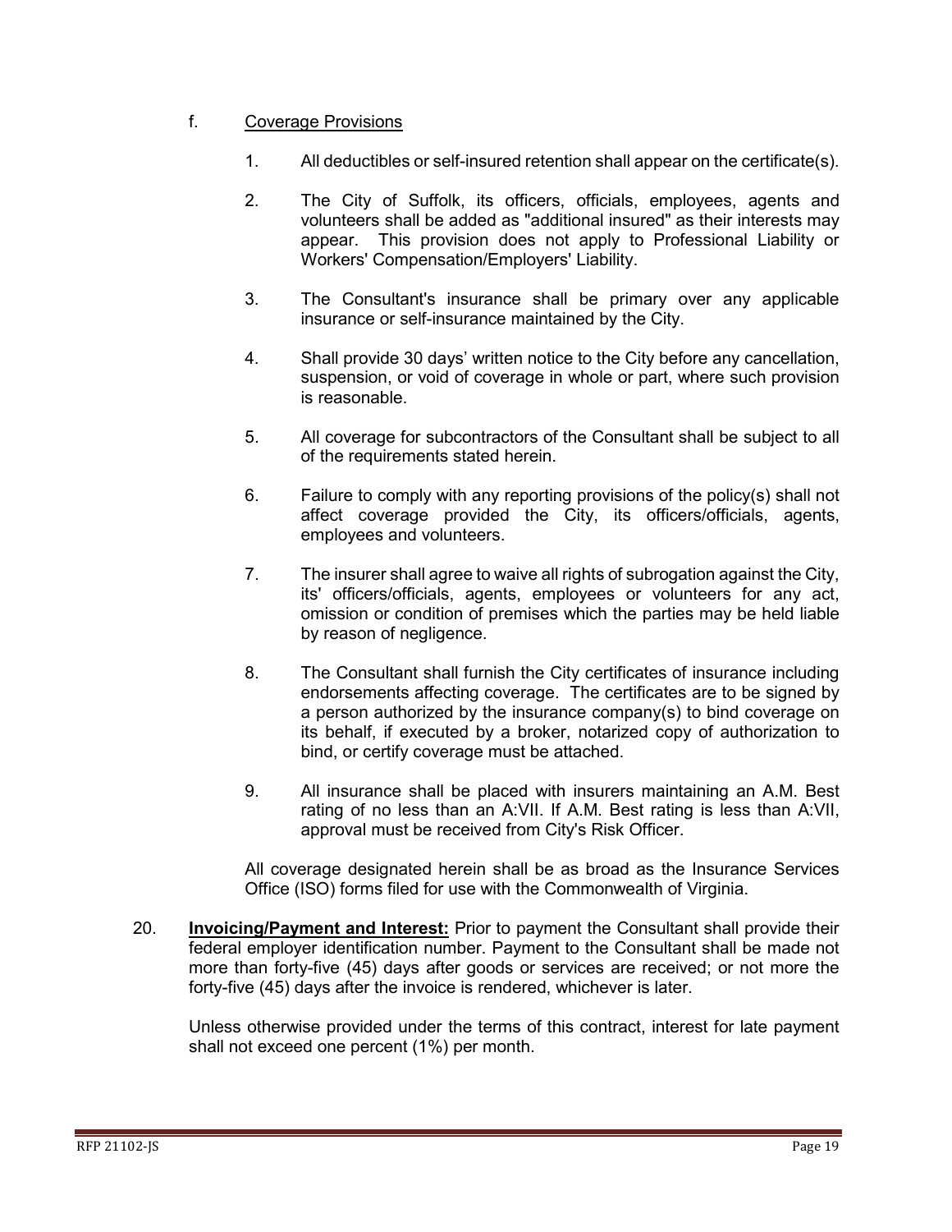f. <u>Coverage Provisions</u>

1. All deductibles or self-insured retention shall appear on the certificate(s).

2. The City of Suffolk, its officers, officials, employees, agents and volunteers shall be added as "additional insured" as their interests may appear. This provision does not apply to Professional Liability or Workers' Compensation/Employers' Liability.

3. The Consultant's insurance shall be primary over any applicable insurance or self-insurance maintained by the City.

4. Shall provide 30 days' written notice to the City before any cancellation, suspension, or void of coverage in whole or part, where such provision is reasonable.

5. All coverage for subcontractors of the Consultant shall be subject to all of the requirements stated herein.

6. Failure to comply with any reporting provisions of the policy(s) shall not affect coverage provided the City, its officers/officials, agents, employees and volunteers.

7. The insurer shall agree to waive all rights of subrogation against the City, its' officers/officials, agents, employees or volunteers for any act, omission or condition of premises which the parties may be held liable by reason of negligence.

8. The Consultant shall furnish the City certificates of insurance including endorsements affecting coverage. The certificates are to be signed by a person authorized by the insurance company(s) to bind coverage on its behalf, if executed by a broker, notarized copy of authorization to bind, or certify coverage must be attached.

9. All insurance shall be placed with insurers maintaining an A.M. Best rating of no less than an A:VII. If A.M. Best rating is less than A:VII, approval must be received from City's Risk Officer.

All coverage designated herein shall be as broad as the Insurance Services Office (ISO) forms filed for use with the Commonwealth of Virginia.

20. **<u>Invoicing/Payment and Interest:</u>** Prior to payment the Consultant shall provide their federal employer identification number. Payment to the Consultant shall be made not more than forty-five (45) days after goods or services are received; or not more the forty-five (45) days after the invoice is rendered, whichever is later.

Unless otherwise provided under the terms of this contract, interest for late payment shall not exceed one percent (1%) per month.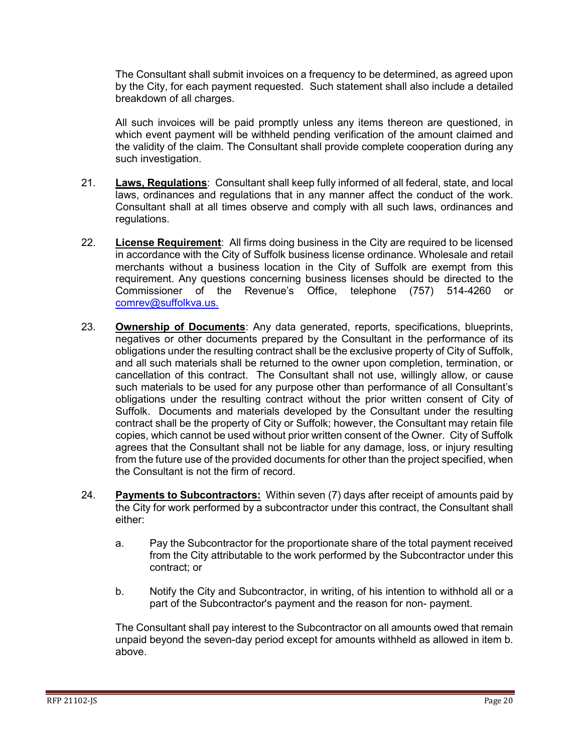The Consultant shall submit invoices on a frequency to be determined, as agreed upon by the City, for each payment requested. Such statement shall also include a detailed breakdown of all charges.

All such invoices will be paid promptly unless any items thereon are questioned, in which event payment will be withheld pending verification of the amount claimed and the validity of the claim. The Consultant shall provide complete cooperation during any such investigation.

21. **Laws, Regulations**: Consultant shall keep fully informed of all federal, state, and local laws, ordinances and regulations that in any manner affect the conduct of the work. Consultant shall at all times observe and comply with all such laws, ordinances and regulations.

22. **License Requirement**: All firms doing business in the City are required to be licensed in accordance with the City of Suffolk business license ordinance. Wholesale and retail merchants without a business location in the City of Suffolk are exempt from this requirement. Any questions concerning business licenses should be directed to the Commissioner of the Revenue's Office, telephone (757) 514-4260 or comrev@suffolkva.us.

23. **Ownership of Documents**: Any data generated, reports, specifications, blueprints, negatives or other documents prepared by the Consultant in the performance of its obligations under the resulting contract shall be the exclusive property of City of Suffolk, and all such materials shall be returned to the owner upon completion, termination, or cancellation of this contract. The Consultant shall not use, willingly allow, or cause such materials to be used for any purpose other than performance of all Consultant's obligations under the resulting contract without the prior written consent of City of Suffolk. Documents and materials developed by the Consultant under the resulting contract shall be the property of City or Suffolk; however, the Consultant may retain file copies, which cannot be used without prior written consent of the Owner. City of Suffolk agrees that the Consultant shall not be liable for any damage, loss, or injury resulting from the future use of the provided documents for other than the project specified, when the Consultant is not the firm of record.

24. **Payments to Subcontractors:** Within seven (7) days after receipt of amounts paid by the City for work performed by a subcontractor under this contract, the Consultant shall either:

    a. Pay the Subcontractor for the proportionate share of the total payment received from the City attributable to the work performed by the Subcontractor under this contract; or

    b. Notify the City and Subcontractor, in writing, of his intention to withhold all or a part of the Subcontractor's payment and the reason for non- payment.

The Consultant shall pay interest to the Subcontractor on all amounts owed that remain unpaid beyond the seven-day period except for amounts withheld as allowed in item b. above.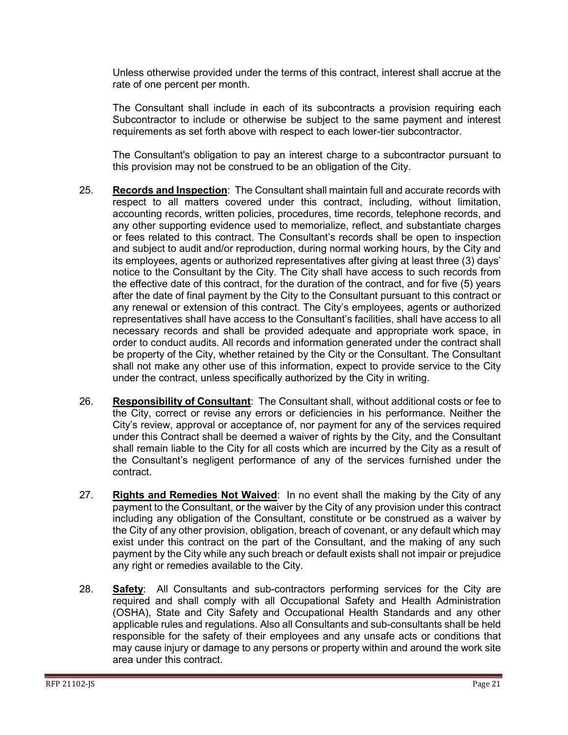Unless otherwise provided under the terms of this contract, interest shall accrue at the rate of one percent per month.

The Consultant shall include in each of its subcontracts a provision requiring each Subcontractor to include or otherwise be subject to the same payment and interest requirements as set forth above with respect to each lower-tier subcontractor.

The Consultant's obligation to pay an interest charge to a subcontractor pursuant to this provision may not be construed to be an obligation of the City.

25. **Records and Inspection**: The Consultant shall maintain full and accurate records with respect to all matters covered under this contract, including, without limitation, accounting records, written policies, procedures, time records, telephone records, and any other supporting evidence used to memorialize, reflect, and substantiate charges or fees related to this contract. The Consultant's records shall be open to inspection and subject to audit and/or reproduction, during normal working hours, by the City and its employees, agents or authorized representatives after giving at least three (3) days' notice to the Consultant by the City. The City shall have access to such records from the effective date of this contract, for the duration of the contract, and for five (5) years after the date of final payment by the City to the Consultant pursuant to this contract or any renewal or extension of this contract. The City's employees, agents or authorized representatives shall have access to the Consultant's facilities, shall have access to all necessary records and shall be provided adequate and appropriate work space, in order to conduct audits. All records and information generated under the contract shall be property of the City, whether retained by the City or the Consultant. The Consultant shall not make any other use of this information, expect to provide service to the City under the contract, unless specifically authorized by the City in writing.

26. **Responsibility of Consultant**: The Consultant shall, without additional costs or fee to the City, correct or revise any errors or deficiencies in his performance. Neither the City's review, approval or acceptance of, nor payment for any of the services required under this Contract shall be deemed a waiver of rights by the City, and the Consultant shall remain liable to the City for all costs which are incurred by the City as a result of the Consultant's negligent performance of any of the services furnished under the contract.

27. **Rights and Remedies Not Waived**: In no event shall the making by the City of any payment to the Consultant, or the waiver by the City of any provision under this contract including any obligation of the Consultant, constitute or be construed as a waiver by the City of any other provision, obligation, breach of covenant, or any default which may exist under this contract on the part of the Consultant, and the making of any such payment by the City while any such breach or default exists shall not impair or prejudice any right or remedies available to the City.

28. **Safety**: All Consultants and sub-contractors performing services for the City are required and shall comply with all Occupational Safety and Health Administration (OSHA), State and City Safety and Occupational Health Standards and any other applicable rules and regulations. Also all Consultants and sub-consultants shall be held responsible for the safety of their employees and any unsafe acts or conditions that may cause injury or damage to any persons or property within and around the work site area under this contract.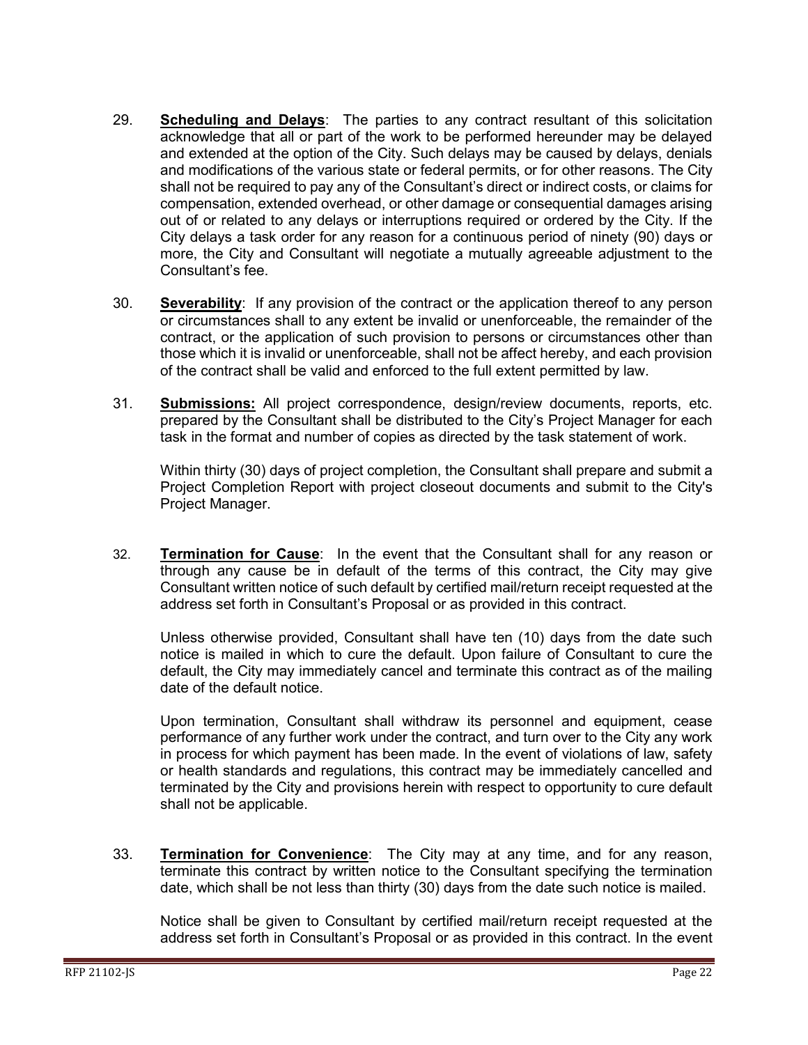29. **Scheduling and Delays**: The parties to any contract resultant of this solicitation acknowledge that all or part of the work to be performed hereunder may be delayed and extended at the option of the City. Such delays may be caused by delays, denials and modifications of the various state or federal permits, or for other reasons. The City shall not be required to pay any of the Consultant's direct or indirect costs, or claims for compensation, extended overhead, or other damage or consequential damages arising out of or related to any delays or interruptions required or ordered by the City. If the City delays a task order for any reason for a continuous period of ninety (90) days or more, the City and Consultant will negotiate a mutually agreeable adjustment to the Consultant's fee.

30. **Severability**: If any provision of the contract or the application thereof to any person or circumstances shall to any extent be invalid or unenforceable, the remainder of the contract, or the application of such provision to persons or circumstances other than those which it is invalid or unenforceable, shall not be affect hereby, and each provision of the contract shall be valid and enforced to the full extent permitted by law.

31. **Submissions:** All project correspondence, design/review documents, reports, etc. prepared by the Consultant shall be distributed to the City's Project Manager for each task in the format and number of copies as directed by the task statement of work.

    Within thirty (30) days of project completion, the Consultant shall prepare and submit a Project Completion Report with project closeout documents and submit to the City's Project Manager.

32. **Termination for Cause**: In the event that the Consultant shall for any reason or through any cause be in default of the terms of this contract, the City may give Consultant written notice of such default by certified mail/return receipt requested at the address set forth in Consultant's Proposal or as provided in this contract.

    Unless otherwise provided, Consultant shall have ten (10) days from the date such notice is mailed in which to cure the default. Upon failure of Consultant to cure the default, the City may immediately cancel and terminate this contract as of the mailing date of the default notice.

    Upon termination, Consultant shall withdraw its personnel and equipment, cease performance of any further work under the contract, and turn over to the City any work in process for which payment has been made. In the event of violations of law, safety or health standards and regulations, this contract may be immediately cancelled and terminated by the City and provisions herein with respect to opportunity to cure default shall not be applicable.

33. **Termination for Convenience**: The City may at any time, and for any reason, terminate this contract by written notice to the Consultant specifying the termination date, which shall be not less than thirty (30) days from the date such notice is mailed.

    Notice shall be given to Consultant by certified mail/return receipt requested at the address set forth in Consultant's Proposal or as provided in this contract. In the event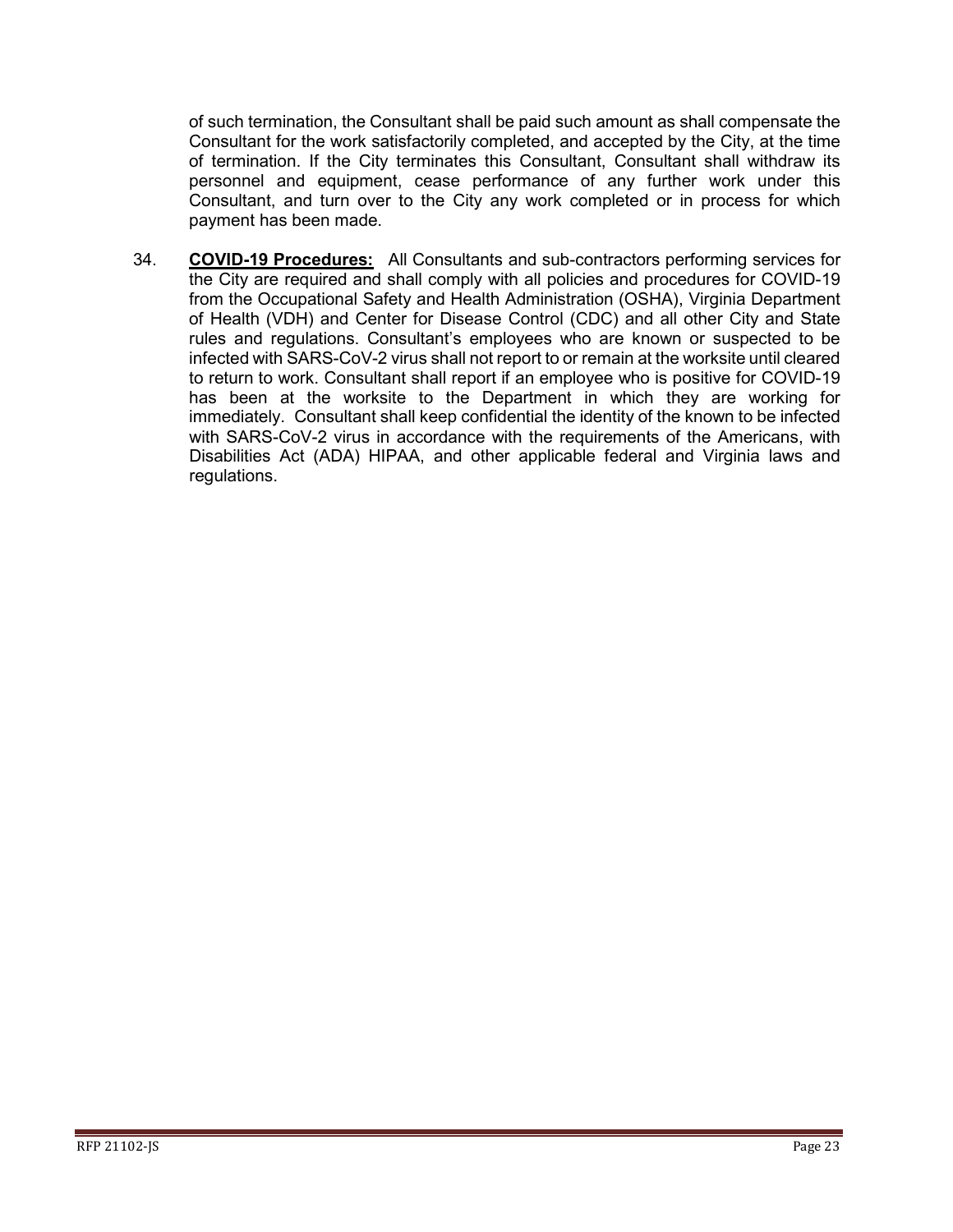of such termination, the Consultant shall be paid such amount as shall compensate the Consultant for the work satisfactorily completed, and accepted by the City, at the time of termination. If the City terminates this Consultant, Consultant shall withdraw its personnel and equipment, cease performance of any further work under this Consultant, and turn over to the City any work completed or in process for which payment has been made.

34. **COVID-19 Procedures:** All Consultants and sub-contractors performing services for the City are required and shall comply with all policies and procedures for COVID-19 from the Occupational Safety and Health Administration (OSHA), Virginia Department of Health (VDH) and Center for Disease Control (CDC) and all other City and State rules and regulations. Consultant's employees who are known or suspected to be infected with SARS-CoV-2 virus shall not report to or remain at the worksite until cleared to return to work. Consultant shall report if an employee who is positive for COVID-19 has been at the worksite to the Department in which they are working for immediately. Consultant shall keep confidential the identity of the known to be infected with SARS-CoV-2 virus in accordance with the requirements of the Americans, with Disabilities Act (ADA) HIPAA, and other applicable federal and Virginia laws and regulations.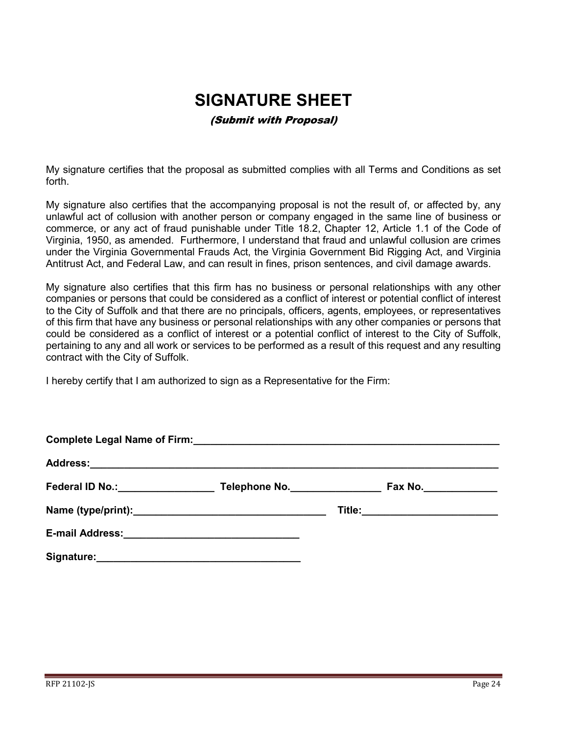# SIGNATURE SHEET

*(Submit with Proposal)*

My signature certifies that the proposal as submitted complies with all Terms and Conditions as set forth.

My signature also certifies that the accompanying proposal is not the result of, or affected by, any unlawful act of collusion with another person or company engaged in the same line of business or commerce, or any act of fraud punishable under Title 18.2, Chapter 12, Article 1.1 of the Code of Virginia, 1950, as amended. Furthermore, I understand that fraud and unlawful collusion are crimes under the Virginia Governmental Frauds Act, the Virginia Government Bid Rigging Act, and Virginia Antitrust Act, and Federal Law, and can result in fines, prison sentences, and civil damage awards.

My signature also certifies that this firm has no business or personal relationships with any other companies or persons that could be considered as a conflict of interest or potential conflict of interest to the City of Suffolk and that there are no principals, officers, agents, employees, or representatives of this firm that have any business or personal relationships with any other companies or persons that could be considered as a conflict of interest or a potential conflict of interest to the City of Suffolk, pertaining to any and all work or services to be performed as a result of this request and any resulting contract with the City of Suffolk.

I hereby certify that I am authorized to sign as a Representative for the Firm:

**Complete Legal Name of Firm:**_______________________________________________________

**Address:**___________________________________________________________________________

**Federal ID No.:**_________________ **Telephone No.**________________ **Fax No.**_____________

**Name (type/print):**__________________________________ **Title:**________________________

**E-mail Address:**______________________________

**Signature:**___________________________________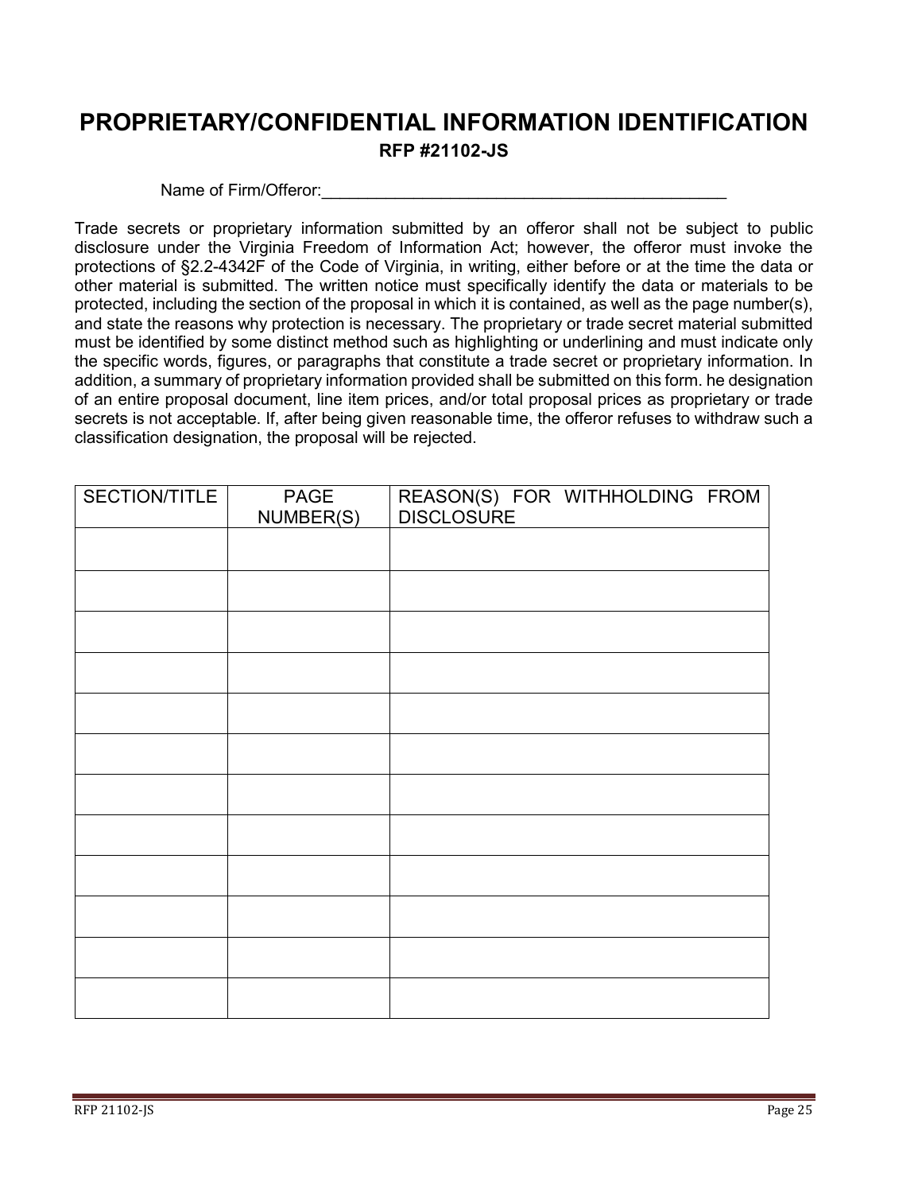# PROPRIETARY/CONFIDENTIAL INFORMATION IDENTIFICATION

**RFP #21102-JS**

Name of Firm/Offeror:_____________________________________________

Trade secrets or proprietary information submitted by an offeror shall not be subject to public disclosure under the Virginia Freedom of Information Act; however, the offeror must invoke the protections of §2.2-4342F of the Code of Virginia, in writing, either before or at the time the data or other material is submitted. The written notice must specifically identify the data or materials to be protected, including the section of the proposal in which it is contained, as well as the page number(s), and state the reasons why protection is necessary. The proprietary or trade secret material submitted must be identified by some distinct method such as highlighting or underlining and must indicate only the specific words, figures, or paragraphs that constitute a trade secret or proprietary information. In addition, a summary of proprietary information provided shall be submitted on this form. he designation of an entire proposal document, line item prices, and/or total proposal prices as proprietary or trade secrets is not acceptable. If, after being given reasonable time, the offeror refuses to withdraw such a classification designation, the proposal will be rejected.

| SECTION/TITLE | PAGE NUMBER(S) | REASON(S) FOR WITHHOLDING FROM DISCLOSURE |
|---|---|---|
| | | |
| | | |
| | | |
| | | |
| | | |
| | | |
| | | |
| | | |
| | | |
| | | |
| | | |
| | | |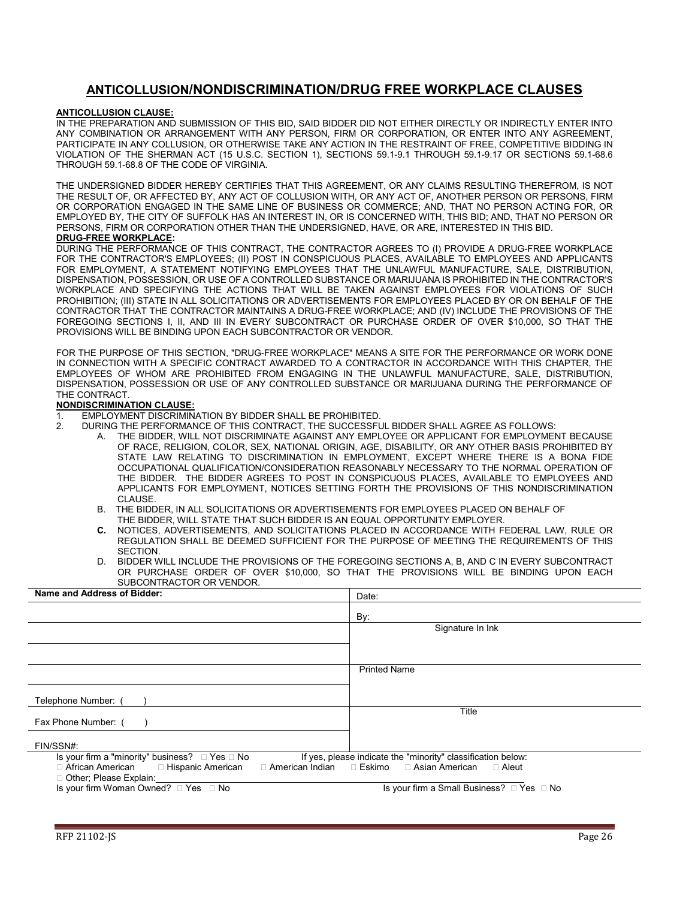# ANTICOLLUSION/NONDISCRIMINATION/DRUG FREE WORKPLACE CLAUSES

**ANTICOLLUSION CLAUSE:**

IN THE PREPARATION AND SUBMISSION OF THIS BID, SAID BIDDER DID NOT EITHER DIRECTLY OR INDIRECTLY ENTER INTO ANY COMBINATION OR ARRANGEMENT WITH ANY PERSON, FIRM OR CORPORATION, OR ENTER INTO ANY AGREEMENT, PARTICIPATE IN ANY COLLUSION, OR OTHERWISE TAKE ANY ACTION IN THE RESTRAINT OF FREE, COMPETITIVE BIDDING IN VIOLATION OF THE SHERMAN ACT (15 U.S.C. SECTION 1), SECTIONS 59.1-9.1 THROUGH 59.1-9.17 OR SECTIONS 59.1-68.6 THROUGH 59.1-68.8 OF THE CODE OF VIRGINIA.

THE UNDERSIGNED BIDDER HEREBY CERTIFIES THAT THIS AGREEMENT, OR ANY CLAIMS RESULTING THEREFROM, IS NOT THE RESULT OF, OR AFFECTED BY, ANY ACT OF COLLUSION WITH, OR ANY ACT OF, ANOTHER PERSON OR PERSONS, FIRM OR CORPORATION ENGAGED IN THE SAME LINE OF BUSINESS OR COMMERCE; AND, THAT NO PERSON ACTING FOR, OR EMPLOYED BY, THE CITY OF SUFFOLK HAS AN INTEREST IN, OR IS CONCERNED WITH, THIS BID; AND, THAT NO PERSON OR PERSONS, FIRM OR CORPORATION OTHER THAN THE UNDERSIGNED, HAVE, OR ARE, INTERESTED IN THIS BID.

**DRUG-FREE WORKPLACE:**

DURING THE PERFORMANCE OF THIS CONTRACT, THE CONTRACTOR AGREES TO (I) PROVIDE A DRUG-FREE WORKPLACE FOR THE CONTRACTOR'S EMPLOYEES; (II) POST IN CONSPICUOUS PLACES, AVAILABLE TO EMPLOYEES AND APPLICANTS FOR EMPLOYMENT, A STATEMENT NOTIFYING EMPLOYEES THAT THE UNLAWFUL MANUFACTURE, SALE, DISTRIBUTION, DISPENSATION, POSSESSION, OR USE OF A CONTROLLED SUBSTANCE OR MARIJUANA IS PROHIBITED IN THE CONTRACTOR'S WORKPLACE AND SPECIFYING THE ACTIONS THAT WILL BE TAKEN AGAINST EMPLOYEES FOR VIOLATIONS OF SUCH PROHIBITION; (III) STATE IN ALL SOLICITATIONS OR ADVERTISEMENTS FOR EMPLOYEES PLACED BY OR ON BEHALF OF THE CONTRACTOR THAT THE CONTRACTOR MAINTAINS A DRUG-FREE WORKPLACE; AND (IV) INCLUDE THE PROVISIONS OF THE FOREGOING SECTIONS I, II, AND III IN EVERY SUBCONTRACT OR PURCHASE ORDER OF OVER $10,000, SO THAT THE PROVISIONS WILL BE BINDING UPON EACH SUBCONTRACTOR OR VENDOR.

FOR THE PURPOSE OF THIS SECTION, "DRUG-FREE WORKPLACE" MEANS A SITE FOR THE PERFORMANCE OR WORK DONE IN CONNECTION WITH A SPECIFIC CONTRACT AWARDED TO A CONTRACTOR IN ACCORDANCE WITH THIS CHAPTER, THE EMPLOYEES OF WHOM ARE PROHIBITED FROM ENGAGING IN THE UNLAWFUL MANUFACTURE, SALE, DISTRIBUTION, DISPENSATION, POSSESSION OR USE OF ANY CONTROLLED SUBSTANCE OR MARIJUANA DURING THE PERFORMANCE OF THE CONTRACT.

**NONDISCRIMINATION CLAUSE:**

1. EMPLOYMENT DISCRIMINATION BY BIDDER SHALL BE PROHIBITED.
2. DURING THE PERFORMANCE OF THIS CONTRACT, THE SUCCESSFUL BIDDER SHALL AGREE AS FOLLOWS:
   - A. THE BIDDER, WILL NOT DISCRIMINATE AGAINST ANY EMPLOYEE OR APPLICANT FOR EMPLOYMENT BECAUSE OF RACE, RELIGION, COLOR, SEX, NATIONAL ORIGIN, AGE, DISABILITY, OR ANY OTHER BASIS PROHIBITED BY STATE LAW RELATING TO DISCRIMINATION IN EMPLOYMENT, EXCEPT WHERE THERE IS A BONA FIDE OCCUPATIONAL QUALIFICATION/CONSIDERATION REASONABLY NECESSARY TO THE NORMAL OPERATION OF THE BIDDER. THE BIDDER AGREES TO POST IN CONSPICUOUS PLACES, AVAILABLE TO EMPLOYEES AND APPLICANTS FOR EMPLOYMENT, NOTICES SETTING FORTH THE PROVISIONS OF THIS NONDISCRIMINATION CLAUSE.
   - B. THE BIDDER, IN ALL SOLICITATIONS OR ADVERTISEMENTS FOR EMPLOYEES PLACED ON BEHALF OF THE BIDDER, WILL STATE THAT SUCH BIDDER IS AN EQUAL OPPORTUNITY EMPLOYER.
   - **C.** NOTICES, ADVERTISEMENTS, AND SOLICITATIONS PLACED IN ACCORDANCE WITH FEDERAL LAW, RULE OR REGULATION SHALL BE DEEMED SUFFICIENT FOR THE PURPOSE OF MEETING THE REQUIREMENTS OF THIS SECTION.
   - D. BIDDER WILL INCLUDE THE PROVISIONS OF THE FOREGOING SECTIONS A, B, AND C IN EVERY SUBCONTRACT OR PURCHASE ORDER OF OVER $10,000, SO THAT THE PROVISIONS WILL BE BINDING UPON EACH SUBCONTRACTOR OR VENDOR.

| **Name and Address of Bidder:** | Date: |
|---|---|
| | By: |
| | Signature In Ink |
| | |
| | Printed Name |
| Telephone Number: ( ) | |
| Fax Phone Number: ( ) | Title |
| FIN/SSN#: | |

Is your firm a "minority" business? ☐ Yes ☐ No    If yes, please indicate the "minority" classification below:

☐ African American ☐ Hispanic American ☐ American Indian ☐ Eskimo ☐ Asian American ☐ Aleut

☐ Other; Please Explain:\_\_\_\_\_\_\_\_\_\_\_\_\_\_\_\_\_\_\_\_\_\_\_\_\_\_\_\_\_\_\_\_

Is your firm Woman Owned? ☐ Yes ☐ No    Is your firm a Small Business? ☐ Yes ☐ No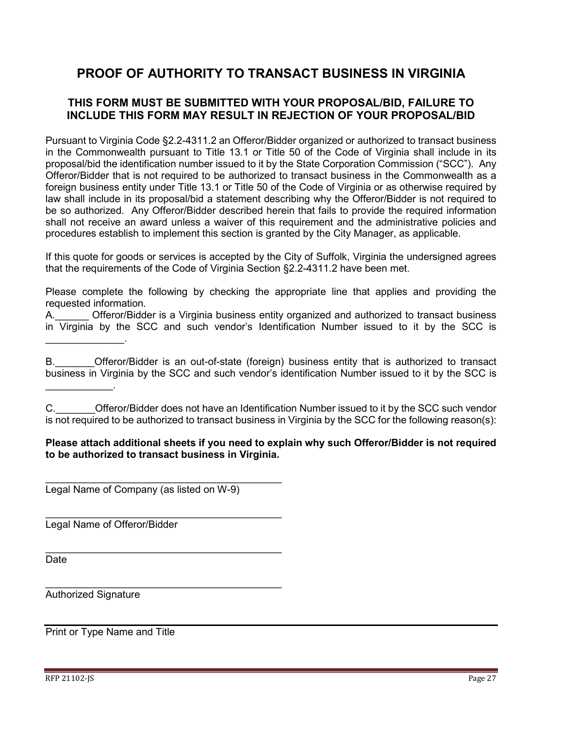# PROOF OF AUTHORITY TO TRANSACT BUSINESS IN VIRGINIA

### THIS FORM MUST BE SUBMITTED WITH YOUR PROPOSAL/BID, FAILURE TO INCLUDE THIS FORM MAY RESULT IN REJECTION OF YOUR PROPOSAL/BID

Pursuant to Virginia Code §2.2-4311.2 an Offeror/Bidder organized or authorized to transact business in the Commonwealth pursuant to Title 13.1 or Title 50 of the Code of Virginia shall include in its proposal/bid the identification number issued to it by the State Corporation Commission ("SCC"). Any Offeror/Bidder that is not required to be authorized to transact business in the Commonwealth as a foreign business entity under Title 13.1 or Title 50 of the Code of Virginia or as otherwise required by law shall include in its proposal/bid a statement describing why the Offeror/Bidder is not required to be so authorized. Any Offeror/Bidder described herein that fails to provide the required information shall not receive an award unless a waiver of this requirement and the administrative policies and procedures establish to implement this section is granted by the City Manager, as applicable.

If this quote for goods or services is accepted by the City of Suffolk, Virginia the undersigned agrees that the requirements of the Code of Virginia Section §2.2-4311.2 have been met.

Please complete the following by checking the appropriate line that applies and providing the requested information.

A.______ Offeror/Bidder is a Virginia business entity organized and authorized to transact business in Virginia by the SCC and such vendor's Identification Number issued to it by the SCC is ______________.

B._______Offeror/Bidder is an out-of-state (foreign) business entity that is authorized to transact business in Virginia by the SCC and such vendor's identification Number issued to it by the SCC is ____________.

C._______Offeror/Bidder does not have an Identification Number issued to it by the SCC such vendor is not required to be authorized to transact business in Virginia by the SCC for the following reason(s):

**Please attach additional sheets if you need to explain why such Offeror/Bidder is not required to be authorized to transact business in Virginia.**

____________________________________________
Legal Name of Company (as listed on W-9)

____________________________________________
Legal Name of Offeror/Bidder

____________________________________________
Date

____________________________________________
Authorized Signature

____________________________________________
Print or Type Name and Title